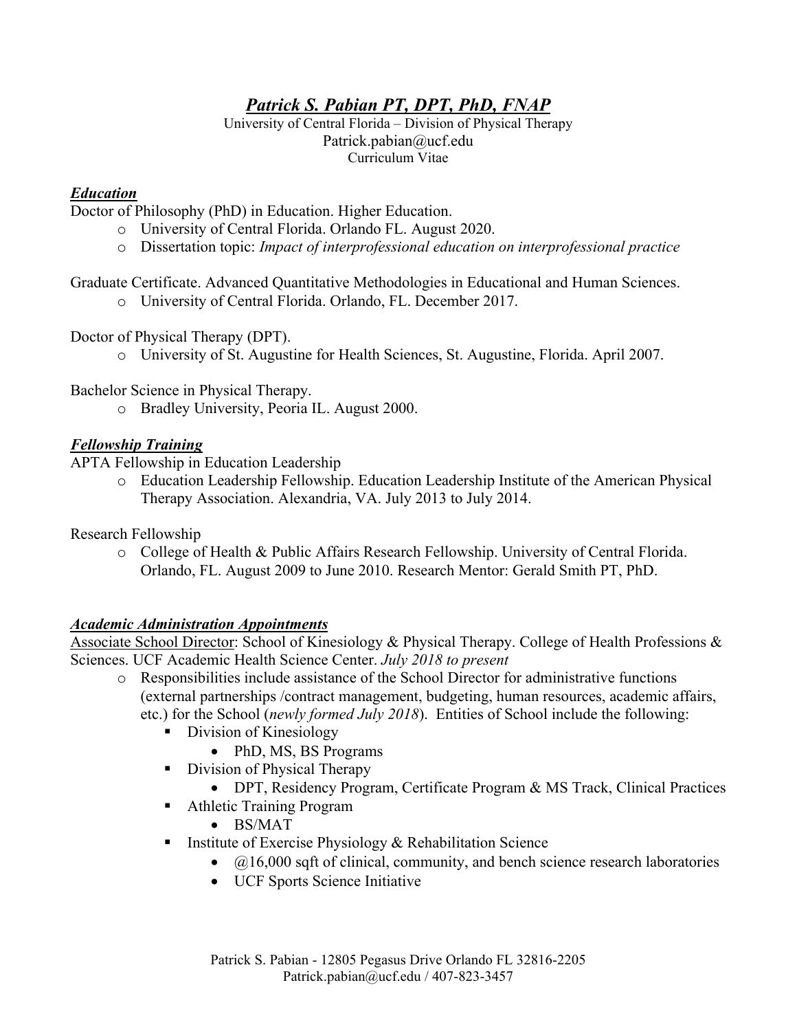# ***Patrick S. Pabian PT, DPT, PhD, FNAP***

University of Central Florida – Division of Physical Therapy
Patrick.pabian@ucf.edu
Curriculum Vitae

## ***Education***

Doctor of Philosophy (PhD) in Education. Higher Education.

- University of Central Florida. Orlando FL. August 2020.
- Dissertation topic: *Impact of interprofessional education on interprofessional practice*

Graduate Certificate. Advanced Quantitative Methodologies in Educational and Human Sciences.

- University of Central Florida. Orlando, FL. December 2017.

Doctor of Physical Therapy (DPT).

- University of St. Augustine for Health Sciences, St. Augustine, Florida. April 2007.

Bachelor Science in Physical Therapy.

- Bradley University, Peoria IL. August 2000.

## ***Fellowship Training***

APTA Fellowship in Education Leadership

- Education Leadership Fellowship. Education Leadership Institute of the American Physical Therapy Association. Alexandria, VA. July 2013 to July 2014.

Research Fellowship

- College of Health & Public Affairs Research Fellowship. University of Central Florida. Orlando, FL. August 2009 to June 2010. Research Mentor: Gerald Smith PT, PhD.

## ***Academic Administration Appointments***

<u>Associate School Director</u>: School of Kinesiology & Physical Therapy. College of Health Professions & Sciences. UCF Academic Health Science Center. *July 2018 to present*

- Responsibilities include assistance of the School Director for administrative functions (external partnerships /contract management, budgeting, human resources, academic affairs, etc.) for the School (*newly formed July 2018*). Entities of School include the following:
  - Division of Kinesiology
    - PhD, MS, BS Programs
  - Division of Physical Therapy
    - DPT, Residency Program, Certificate Program & MS Track, Clinical Practices
  - Athletic Training Program
    - BS/MAT
  - Institute of Exercise Physiology & Rehabilitation Science
    - @16,000 sqft of clinical, community, and bench science research laboratories
    - UCF Sports Science Initiative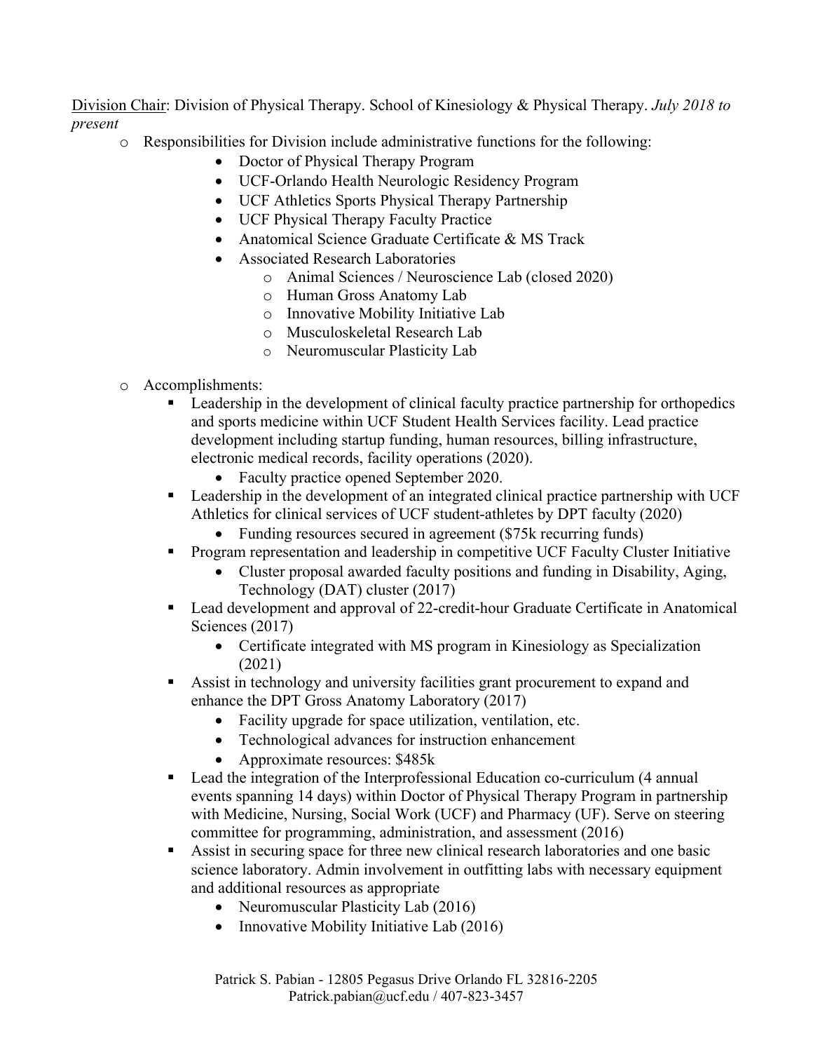Division Chair: Division of Physical Therapy. School of Kinesiology & Physical Therapy. *July 2018 to present*

- Responsibilities for Division include administrative functions for the following:
  - Doctor of Physical Therapy Program
  - UCF-Orlando Health Neurologic Residency Program
  - UCF Athletics Sports Physical Therapy Partnership
  - UCF Physical Therapy Faculty Practice
  - Anatomical Science Graduate Certificate & MS Track
  - Associated Research Laboratories
    - Animal Sciences / Neuroscience Lab (closed 2020)
    - Human Gross Anatomy Lab
    - Innovative Mobility Initiative Lab
    - Musculoskeletal Research Lab
    - Neuromuscular Plasticity Lab

- Accomplishments:
  - Leadership in the development of clinical faculty practice partnership for orthopedics and sports medicine within UCF Student Health Services facility. Lead practice development including startup funding, human resources, billing infrastructure, electronic medical records, facility operations (2020).
    - Faculty practice opened September 2020.
  - Leadership in the development of an integrated clinical practice partnership with UCF Athletics for clinical services of UCF student-athletes by DPT faculty (2020)
    - Funding resources secured in agreement ($75k recurring funds)
  - Program representation and leadership in competitive UCF Faculty Cluster Initiative
    - Cluster proposal awarded faculty positions and funding in Disability, Aging, Technology (DAT) cluster (2017)
  - Lead development and approval of 22-credit-hour Graduate Certificate in Anatomical Sciences (2017)
    - Certificate integrated with MS program in Kinesiology as Specialization (2021)
  - Assist in technology and university facilities grant procurement to expand and enhance the DPT Gross Anatomy Laboratory (2017)
    - Facility upgrade for space utilization, ventilation, etc.
    - Technological advances for instruction enhancement
    - Approximate resources: $485k
  - Lead the integration of the Interprofessional Education co-curriculum (4 annual events spanning 14 days) within Doctor of Physical Therapy Program in partnership with Medicine, Nursing, Social Work (UCF) and Pharmacy (UF). Serve on steering committee for programming, administration, and assessment (2016)
  - Assist in securing space for three new clinical research laboratories and one basic science laboratory. Admin involvement in outfitting labs with necessary equipment and additional resources as appropriate
    - Neuromuscular Plasticity Lab (2016)
    - Innovative Mobility Initiative Lab (2016)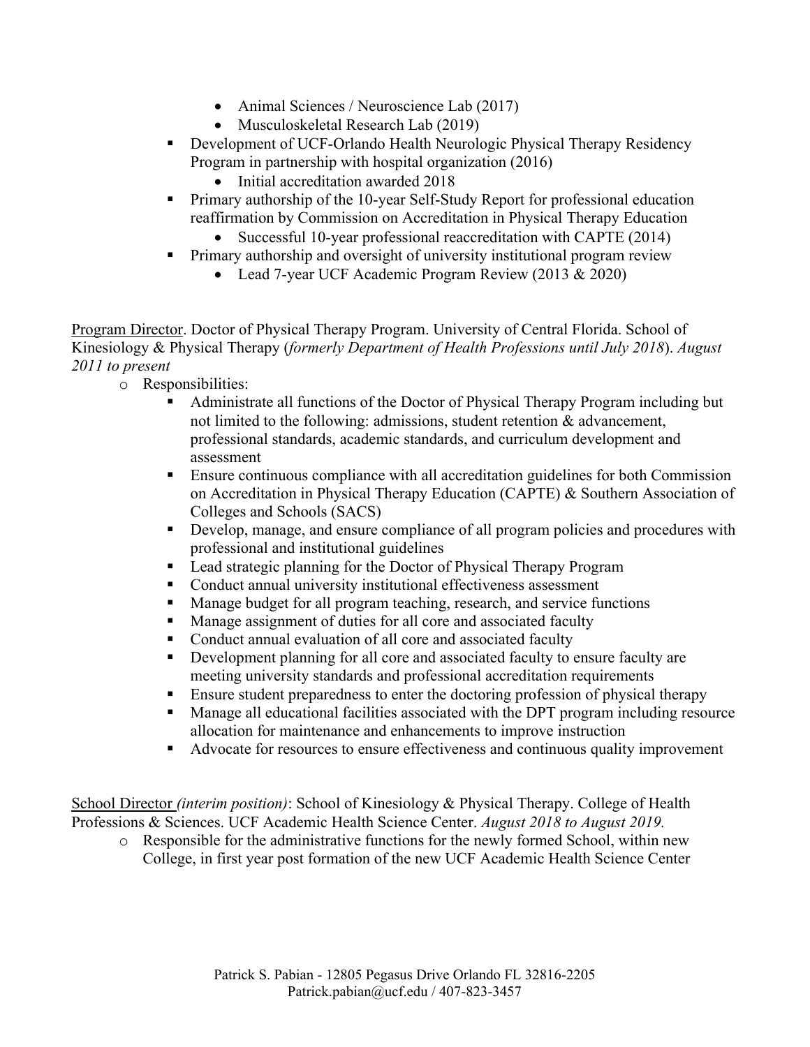- Animal Sciences / Neuroscience Lab (2017)
        - Musculoskeletal Research Lab (2019)
    - Development of UCF-Orlando Health Neurologic Physical Therapy Residency Program in partnership with hospital organization (2016)
        - Initial accreditation awarded 2018
    - Primary authorship of the 10-year Self-Study Report for professional education reaffirmation by Commission on Accreditation in Physical Therapy Education
        - Successful 10-year professional reaccreditation with CAPTE (2014)
    - Primary authorship and oversight of university institutional program review
        - Lead 7-year UCF Academic Program Review (2013 & 2020)

<u>Program Director</u>. Doctor of Physical Therapy Program. University of Central Florida. School of Kinesiology & Physical Therapy (*formerly Department of Health Professions until July 2018*). *August 2011 to present*

- Responsibilities:
    - Administrate all functions of the Doctor of Physical Therapy Program including but not limited to the following: admissions, student retention & advancement, professional standards, academic standards, and curriculum development and assessment
    - Ensure continuous compliance with all accreditation guidelines for both Commission on Accreditation in Physical Therapy Education (CAPTE) & Southern Association of Colleges and Schools (SACS)
    - Develop, manage, and ensure compliance of all program policies and procedures with professional and institutional guidelines
    - Lead strategic planning for the Doctor of Physical Therapy Program
    - Conduct annual university institutional effectiveness assessment
    - Manage budget for all program teaching, research, and service functions
    - Manage assignment of duties for all core and associated faculty
    - Conduct annual evaluation of all core and associated faculty
    - Development planning for all core and associated faculty to ensure faculty are meeting university standards and professional accreditation requirements
    - Ensure student preparedness to enter the doctoring profession of physical therapy
    - Manage all educational facilities associated with the DPT program including resource allocation for maintenance and enhancements to improve instruction
    - Advocate for resources to ensure effectiveness and continuous quality improvement

<u>School Director</u> *(interim position)*: School of Kinesiology & Physical Therapy. College of Health Professions & Sciences. UCF Academic Health Science Center. *August 2018 to August 2019.*

- Responsible for the administrative functions for the newly formed School, within new College, in first year post formation of the new UCF Academic Health Science Center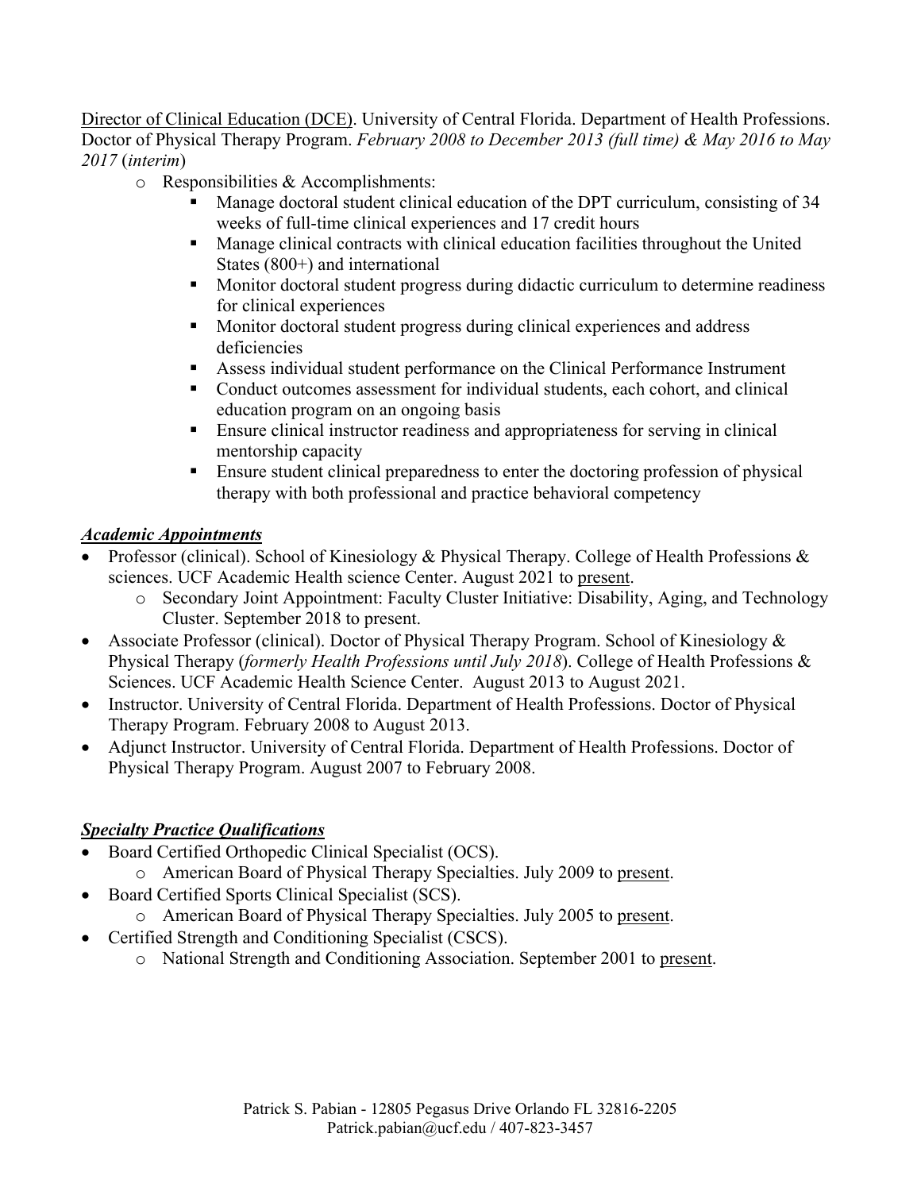Director of Clinical Education (DCE). University of Central Florida. Department of Health Professions. Doctor of Physical Therapy Program. *February 2008 to December 2013 (full time) & May 2016 to May 2017* (*interim*)

- Responsibilities & Accomplishments:
  - Manage doctoral student clinical education of the DPT curriculum, consisting of 34 weeks of full-time clinical experiences and 17 credit hours
  - Manage clinical contracts with clinical education facilities throughout the United States (800+) and international
  - Monitor doctoral student progress during didactic curriculum to determine readiness for clinical experiences
  - Monitor doctoral student progress during clinical experiences and address deficiencies
  - Assess individual student performance on the Clinical Performance Instrument
  - Conduct outcomes assessment for individual students, each cohort, and clinical education program on an ongoing basis
  - Ensure clinical instructor readiness and appropriateness for serving in clinical mentorship capacity
  - Ensure student clinical preparedness to enter the doctoring profession of physical therapy with both professional and practice behavioral competency

***Academic Appointments***

- Professor (clinical). School of Kinesiology & Physical Therapy. College of Health Professions & sciences. UCF Academic Health science Center. August 2021 to present.
  - Secondary Joint Appointment: Faculty Cluster Initiative: Disability, Aging, and Technology Cluster. September 2018 to present.
- Associate Professor (clinical). Doctor of Physical Therapy Program. School of Kinesiology & Physical Therapy (*formerly Health Professions until July 2018*). College of Health Professions & Sciences. UCF Academic Health Science Center. August 2013 to August 2021.
- Instructor. University of Central Florida. Department of Health Professions. Doctor of Physical Therapy Program. February 2008 to August 2013.
- Adjunct Instructor. University of Central Florida. Department of Health Professions. Doctor of Physical Therapy Program. August 2007 to February 2008.

***Specialty Practice Qualifications***

- Board Certified Orthopedic Clinical Specialist (OCS).
  - American Board of Physical Therapy Specialties. July 2009 to present.
- Board Certified Sports Clinical Specialist (SCS).
  - American Board of Physical Therapy Specialties. July 2005 to present.
- Certified Strength and Conditioning Specialist (CSCS).
  - National Strength and Conditioning Association. September 2001 to present.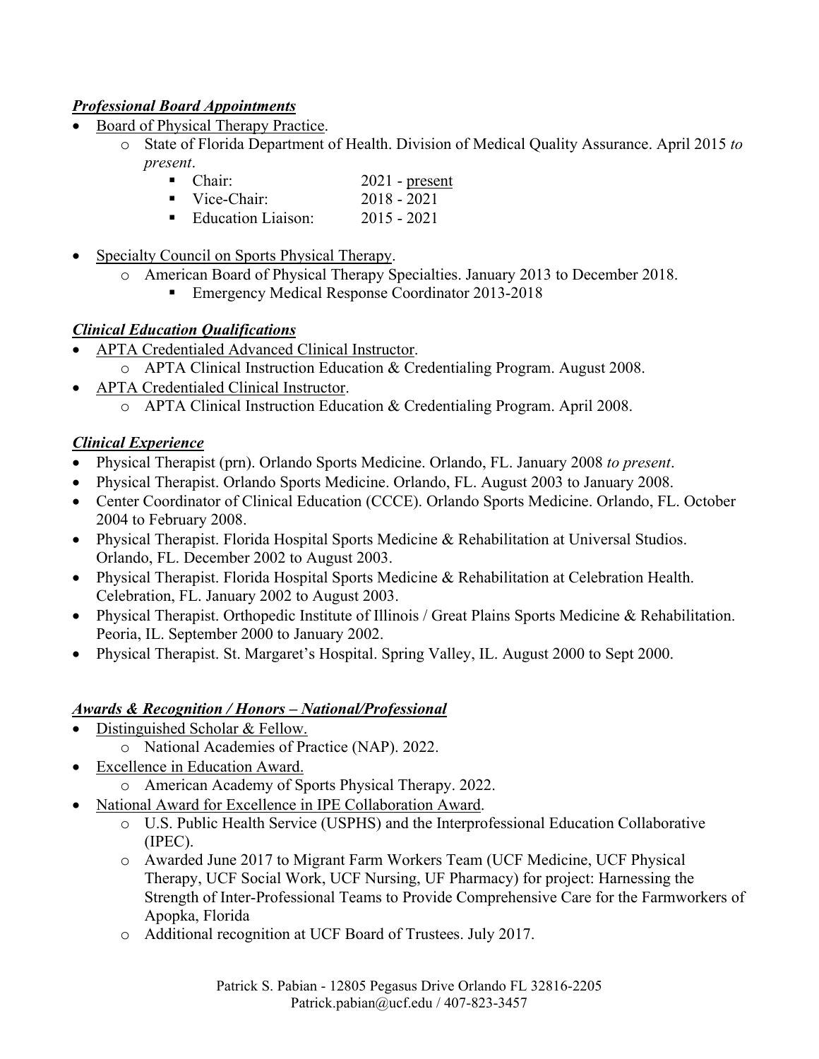***Professional Board Appointments***

- Board of Physical Therapy Practice.
  - State of Florida Department of Health. Division of Medical Quality Assurance. April 2015 *to present*.
    - Chair: 2021 - present
    - Vice-Chair: 2018 - 2021
    - Education Liaison: 2015 - 2021
- Specialty Council on Sports Physical Therapy.
  - American Board of Physical Therapy Specialties. January 2013 to December 2018.
    - Emergency Medical Response Coordinator 2013-2018

***Clinical Education Qualifications***

- APTA Credentialed Advanced Clinical Instructor.
  - APTA Clinical Instruction Education & Credentialing Program. August 2008.
- APTA Credentialed Clinical Instructor.
  - APTA Clinical Instruction Education & Credentialing Program. April 2008.

***Clinical Experience***

- Physical Therapist (prn). Orlando Sports Medicine. Orlando, FL. January 2008 *to present*.
- Physical Therapist. Orlando Sports Medicine. Orlando, FL. August 2003 to January 2008.
- Center Coordinator of Clinical Education (CCCE). Orlando Sports Medicine. Orlando, FL. October 2004 to February 2008.
- Physical Therapist. Florida Hospital Sports Medicine & Rehabilitation at Universal Studios. Orlando, FL. December 2002 to August 2003.
- Physical Therapist. Florida Hospital Sports Medicine & Rehabilitation at Celebration Health. Celebration, FL. January 2002 to August 2003.
- Physical Therapist. Orthopedic Institute of Illinois / Great Plains Sports Medicine & Rehabilitation. Peoria, IL. September 2000 to January 2002.
- Physical Therapist. St. Margaret's Hospital. Spring Valley, IL. August 2000 to Sept 2000.

***Awards & Recognition / Honors – National/Professional***

- Distinguished Scholar & Fellow.
  - National Academies of Practice (NAP). 2022.
- Excellence in Education Award.
  - American Academy of Sports Physical Therapy. 2022.
- National Award for Excellence in IPE Collaboration Award.
  - U.S. Public Health Service (USPHS) and the Interprofessional Education Collaborative (IPEC).
  - Awarded June 2017 to Migrant Farm Workers Team (UCF Medicine, UCF Physical Therapy, UCF Social Work, UCF Nursing, UF Pharmacy) for project: Harnessing the Strength of Inter-Professional Teams to Provide Comprehensive Care for the Farmworkers of Apopka, Florida
  - Additional recognition at UCF Board of Trustees. July 2017.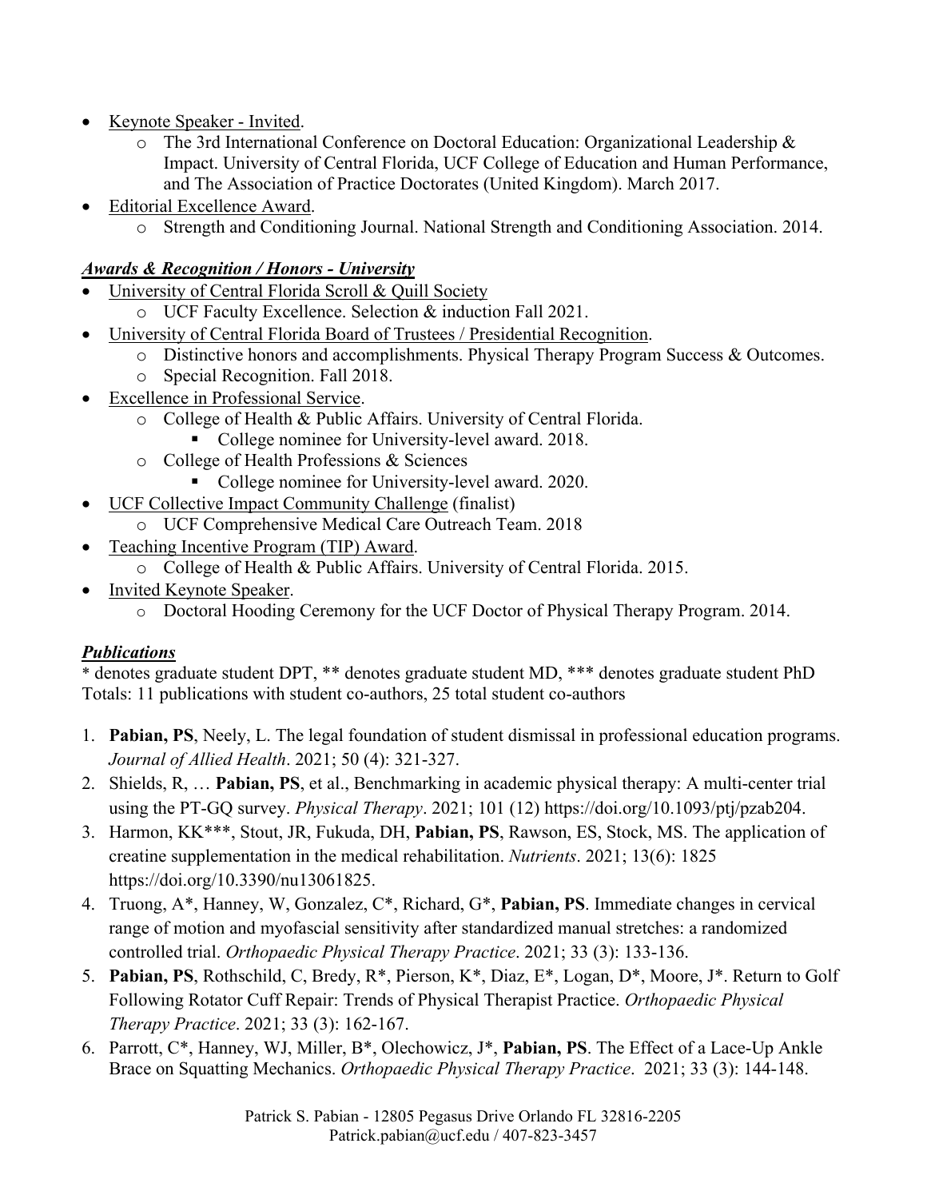- Keynote Speaker - Invited.
  - The 3rd International Conference on Doctoral Education: Organizational Leadership & Impact. University of Central Florida, UCF College of Education and Human Performance, and The Association of Practice Doctorates (United Kingdom). March 2017.
- Editorial Excellence Award.
  - Strength and Conditioning Journal. National Strength and Conditioning Association. 2014.

### ***Awards & Recognition / Honors - University***

- University of Central Florida Scroll & Quill Society
  - UCF Faculty Excellence. Selection & induction Fall 2021.
- University of Central Florida Board of Trustees / Presidential Recognition.
  - Distinctive honors and accomplishments. Physical Therapy Program Success & Outcomes.
  - Special Recognition. Fall 2018.
- Excellence in Professional Service.
  - College of Health & Public Affairs. University of Central Florida.
    - College nominee for University-level award. 2018.
  - College of Health Professions & Sciences
    - College nominee for University-level award. 2020.
- UCF Collective Impact Community Challenge (finalist)
  - UCF Comprehensive Medical Care Outreach Team. 2018
- Teaching Incentive Program (TIP) Award.
  - College of Health & Public Affairs. University of Central Florida. 2015.
- Invited Keynote Speaker.
  - Doctoral Hooding Ceremony for the UCF Doctor of Physical Therapy Program. 2014.

### ***Publications***

* denotes graduate student DPT, ** denotes graduate student MD, *** denotes graduate student PhD
Totals: 11 publications with student co-authors, 25 total student co-authors

1. **Pabian, PS**, Neely, L. The legal foundation of student dismissal in professional education programs. *Journal of Allied Health*. 2021; 50 (4): 321-327.
2. Shields, R, … **Pabian, PS**, et al., Benchmarking in academic physical therapy: A multi-center trial using the PT-GQ survey. *Physical Therapy*. 2021; 101 (12) https://doi.org/10.1093/ptj/pzab204.
3. Harmon, KK***, Stout, JR, Fukuda, DH, **Pabian, PS**, Rawson, ES, Stock, MS. The application of creatine supplementation in the medical rehabilitation. *Nutrients*. 2021; 13(6): 1825 https://doi.org/10.3390/nu13061825.
4. Truong, A*, Hanney, W, Gonzalez, C*, Richard, G*, **Pabian, PS**. Immediate changes in cervical range of motion and myofascial sensitivity after standardized manual stretches: a randomized controlled trial. *Orthopaedic Physical Therapy Practice*. 2021; 33 (3): 133-136.
5. **Pabian, PS**, Rothschild, C, Bredy, R*, Pierson, K*, Diaz, E*, Logan, D*, Moore, J*. Return to Golf Following Rotator Cuff Repair: Trends of Physical Therapist Practice. *Orthopaedic Physical Therapy Practice*. 2021; 33 (3): 162-167.
6. Parrott, C*, Hanney, WJ, Miller, B*, Olechowicz, J*, **Pabian, PS**. The Effect of a Lace-Up Ankle Brace on Squatting Mechanics. *Orthopaedic Physical Therapy Practice*. 2021; 33 (3): 144-148.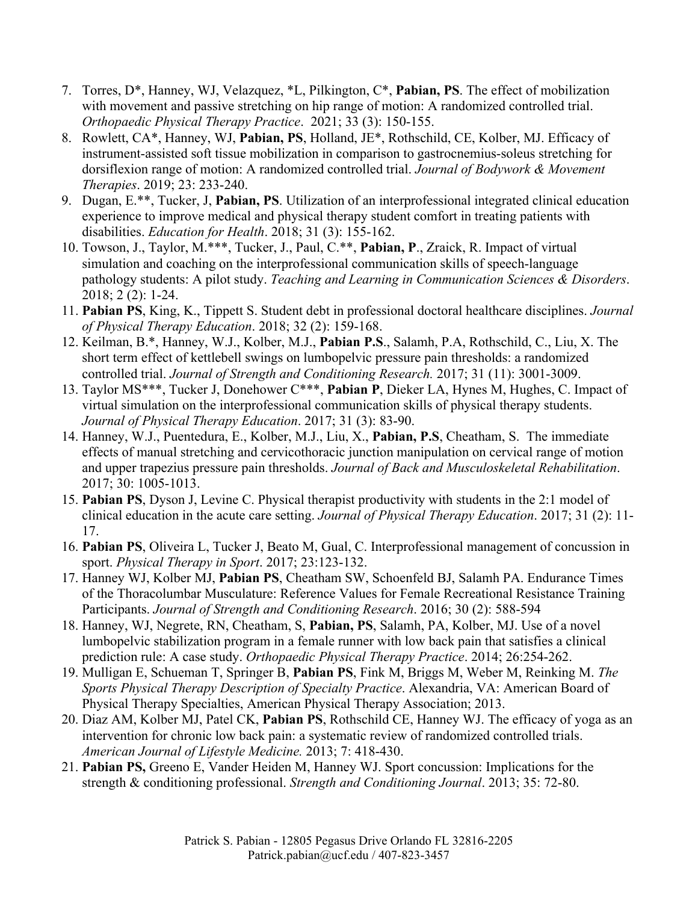7. Torres, D*, Hanney, WJ, Velazquez, *L, Pilkington, C*, **Pabian, PS**. The effect of mobilization with movement and passive stretching on hip range of motion: A randomized controlled trial. *Orthopaedic Physical Therapy Practice*. 2021; 33 (3): 150-155.
8. Rowlett, CA*, Hanney, WJ, **Pabian, PS**, Holland, JE*, Rothschild, CE, Kolber, MJ. Efficacy of instrument-assisted soft tissue mobilization in comparison to gastrocnemius-soleus stretching for dorsiflexion range of motion: A randomized controlled trial. *Journal of Bodywork & Movement Therapies*. 2019; 23: 233-240.
9. Dugan, E.**, Tucker, J, **Pabian, PS**. Utilization of an interprofessional integrated clinical education experience to improve medical and physical therapy student comfort in treating patients with disabilities. *Education for Health*. 2018; 31 (3): 155-162.
10. Towson, J., Taylor, M.***, Tucker, J., Paul, C.**, **Pabian, P**., Zraick, R. Impact of virtual simulation and coaching on the interprofessional communication skills of speech-language pathology students: A pilot study. *Teaching and Learning in Communication Sciences & Disorders*. 2018; 2 (2): 1-24.
11. **Pabian PS**, King, K., Tippett S. Student debt in professional doctoral healthcare disciplines. *Journal of Physical Therapy Education*. 2018; 32 (2): 159-168.
12. Keilman, B.*, Hanney, W.J., Kolber, M.J., **Pabian P.S**., Salamh, P.A, Rothschild, C., Liu, X. The short term effect of kettlebell swings on lumbopelvic pressure pain thresholds: a randomized controlled trial. *Journal of Strength and Conditioning Research.* 2017; 31 (11): 3001-3009.
13. Taylor MS***, Tucker J, Donehower C***, **Pabian P**, Dieker LA, Hynes M, Hughes, C. Impact of virtual simulation on the interprofessional communication skills of physical therapy students. *Journal of Physical Therapy Education*. 2017; 31 (3): 83-90.
14. Hanney, W.J., Puentedura, E., Kolber, M.J., Liu, X., **Pabian, P.S**, Cheatham, S. The immediate effects of manual stretching and cervicothoracic junction manipulation on cervical range of motion and upper trapezius pressure pain thresholds. *Journal of Back and Musculoskeletal Rehabilitation*. 2017; 30: 1005-1013.
15. **Pabian PS**, Dyson J, Levine C. Physical therapist productivity with students in the 2:1 model of clinical education in the acute care setting. *Journal of Physical Therapy Education*. 2017; 31 (2): 11-17.
16. **Pabian PS**, Oliveira L, Tucker J, Beato M, Gual, C. Interprofessional management of concussion in sport. *Physical Therapy in Sport*. 2017; 23:123-132.
17. Hanney WJ, Kolber MJ, **Pabian PS**, Cheatham SW, Schoenfeld BJ, Salamh PA. Endurance Times of the Thoracolumbar Musculature: Reference Values for Female Recreational Resistance Training Participants. *Journal of Strength and Conditioning Research*. 2016; 30 (2): 588-594
18. Hanney, WJ, Negrete, RN, Cheatham, S, **Pabian, PS**, Salamh, PA, Kolber, MJ. Use of a novel lumbopelvic stabilization program in a female runner with low back pain that satisfies a clinical prediction rule: A case study. *Orthopaedic Physical Therapy Practice*. 2014; 26:254-262.
19. Mulligan E, Schueman T, Springer B, **Pabian PS**, Fink M, Briggs M, Weber M, Reinking M. *The Sports Physical Therapy Description of Specialty Practice*. Alexandria, VA: American Board of Physical Therapy Specialties, American Physical Therapy Association; 2013.
20. Diaz AM, Kolber MJ, Patel CK, **Pabian PS**, Rothschild CE, Hanney WJ. The efficacy of yoga as an intervention for chronic low back pain: a systematic review of randomized controlled trials. *American Journal of Lifestyle Medicine.* 2013; 7: 418-430.
21. **Pabian PS,** Greeno E, Vander Heiden M, Hanney WJ. Sport concussion: Implications for the strength & conditioning professional. *Strength and Conditioning Journal*. 2013; 35: 72-80.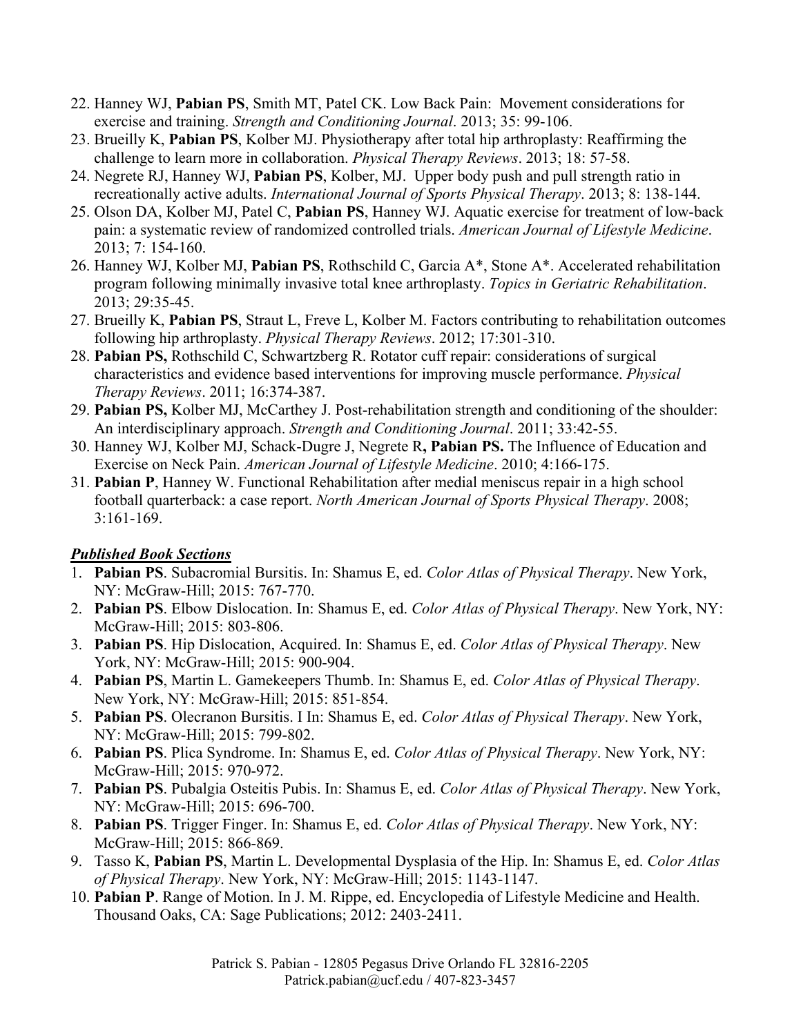22. Hanney WJ, **Pabian PS**, Smith MT, Patel CK. Low Back Pain: Movement considerations for exercise and training. *Strength and Conditioning Journal*. 2013; 35: 99-106.
23. Brueilly K, **Pabian PS**, Kolber MJ. Physiotherapy after total hip arthroplasty: Reaffirming the challenge to learn more in collaboration. *Physical Therapy Reviews*. 2013; 18: 57-58.
24. Negrete RJ, Hanney WJ, **Pabian PS**, Kolber, MJ. Upper body push and pull strength ratio in recreationally active adults. *International Journal of Sports Physical Therapy*. 2013; 8: 138-144.
25. Olson DA, Kolber MJ, Patel C, **Pabian PS**, Hanney WJ. Aquatic exercise for treatment of low-back pain: a systematic review of randomized controlled trials. *American Journal of Lifestyle Medicine*. 2013; 7: 154-160.
26. Hanney WJ, Kolber MJ, **Pabian PS**, Rothschild C, Garcia A*, Stone A*. Accelerated rehabilitation program following minimally invasive total knee arthroplasty. *Topics in Geriatric Rehabilitation*. 2013; 29:35-45.
27. Brueilly K, **Pabian PS**, Straut L, Freve L, Kolber M. Factors contributing to rehabilitation outcomes following hip arthroplasty. *Physical Therapy Reviews*. 2012; 17:301-310.
28. **Pabian PS,** Rothschild C, Schwartzberg R. Rotator cuff repair: considerations of surgical characteristics and evidence based interventions for improving muscle performance. *Physical Therapy Reviews*. 2011; 16:374-387.
29. **Pabian PS,** Kolber MJ, McCarthey J. Post-rehabilitation strength and conditioning of the shoulder: An interdisciplinary approach. *Strength and Conditioning Journal*. 2011; 33:42-55.
30. Hanney WJ, Kolber MJ, Schack-Dugre J, Negrete R**, Pabian PS.** The Influence of Education and Exercise on Neck Pain. *American Journal of Lifestyle Medicine*. 2010; 4:166-175.
31. **Pabian P**, Hanney W. Functional Rehabilitation after medial meniscus repair in a high school football quarterback: a case report. *North American Journal of Sports Physical Therapy*. 2008; 3:161-169.

***Published Book Sections***

1. **Pabian PS**. Subacromial Bursitis. In: Shamus E, ed. *Color Atlas of Physical Therapy*. New York, NY: McGraw-Hill; 2015: 767-770.
2. **Pabian PS**. Elbow Dislocation. In: Shamus E, ed. *Color Atlas of Physical Therapy*. New York, NY: McGraw-Hill; 2015: 803-806.
3. **Pabian PS**. Hip Dislocation, Acquired. In: Shamus E, ed. *Color Atlas of Physical Therapy*. New York, NY: McGraw-Hill; 2015: 900-904.
4. **Pabian PS**, Martin L. Gamekeepers Thumb. In: Shamus E, ed. *Color Atlas of Physical Therapy*. New York, NY: McGraw-Hill; 2015: 851-854.
5. **Pabian PS**. Olecranon Bursitis. I In: Shamus E, ed. *Color Atlas of Physical Therapy*. New York, NY: McGraw-Hill; 2015: 799-802.
6. **Pabian PS**. Plica Syndrome. In: Shamus E, ed. *Color Atlas of Physical Therapy*. New York, NY: McGraw-Hill; 2015: 970-972.
7. **Pabian PS**. Pubalgia Osteitis Pubis. In: Shamus E, ed. *Color Atlas of Physical Therapy*. New York, NY: McGraw-Hill; 2015: 696-700.
8. **Pabian PS**. Trigger Finger. In: Shamus E, ed. *Color Atlas of Physical Therapy*. New York, NY: McGraw-Hill; 2015: 866-869.
9. Tasso K, **Pabian PS**, Martin L. Developmental Dysplasia of the Hip. In: Shamus E, ed. *Color Atlas of Physical Therapy*. New York, NY: McGraw-Hill; 2015: 1143-1147.
10. **Pabian P**. Range of Motion. In J. M. Rippe, ed. Encyclopedia of Lifestyle Medicine and Health. Thousand Oaks, CA: Sage Publications; 2012: 2403-2411.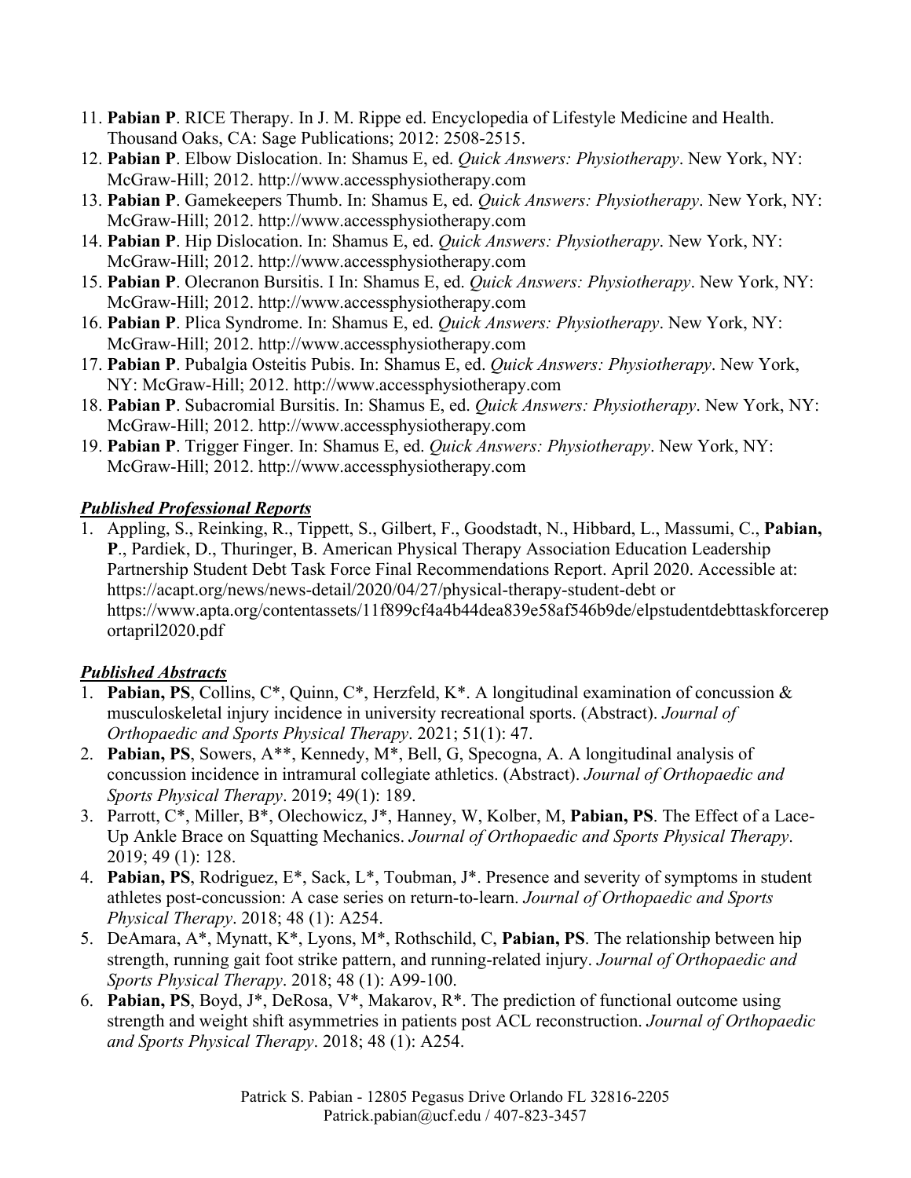11. **Pabian P**. RICE Therapy. In J. M. Rippe ed. Encyclopedia of Lifestyle Medicine and Health. Thousand Oaks, CA: Sage Publications; 2012: 2508-2515.
12. **Pabian P**. Elbow Dislocation. In: Shamus E, ed. *Quick Answers: Physiotherapy*. New York, NY: McGraw-Hill; 2012. http://www.accessphysiotherapy.com
13. **Pabian P**. Gamekeepers Thumb. In: Shamus E, ed. *Quick Answers: Physiotherapy*. New York, NY: McGraw-Hill; 2012. http://www.accessphysiotherapy.com
14. **Pabian P**. Hip Dislocation. In: Shamus E, ed. *Quick Answers: Physiotherapy*. New York, NY: McGraw-Hill; 2012. http://www.accessphysiotherapy.com
15. **Pabian P**. Olecranon Bursitis. I In: Shamus E, ed. *Quick Answers: Physiotherapy*. New York, NY: McGraw-Hill; 2012. http://www.accessphysiotherapy.com
16. **Pabian P**. Plica Syndrome. In: Shamus E, ed. *Quick Answers: Physiotherapy*. New York, NY: McGraw-Hill; 2012. http://www.accessphysiotherapy.com
17. **Pabian P**. Pubalgia Osteitis Pubis. In: Shamus E, ed. *Quick Answers: Physiotherapy*. New York, NY: McGraw-Hill; 2012. http://www.accessphysiotherapy.com
18. **Pabian P**. Subacromial Bursitis. In: Shamus E, ed. *Quick Answers: Physiotherapy*. New York, NY: McGraw-Hill; 2012. http://www.accessphysiotherapy.com
19. **Pabian P**. Trigger Finger. In: Shamus E, ed. *Quick Answers: Physiotherapy*. New York, NY: McGraw-Hill; 2012. http://www.accessphysiotherapy.com

***Published Professional Reports***

1. Appling, S., Reinking, R., Tippett, S., Gilbert, F., Goodstadt, N., Hibbard, L., Massumi, C., **Pabian, P**., Pardiek, D., Thuringer, B. American Physical Therapy Association Education Leadership Partnership Student Debt Task Force Final Recommendations Report. April 2020. Accessible at: https://acapt.org/news/news-detail/2020/04/27/physical-therapy-student-debt or https://www.apta.org/contentassets/11f899cf4a4b44dea839e58af546b9de/elpstudentdebttaskforcereportapril2020.pdf

***Published Abstracts***

1. **Pabian, PS**, Collins, C*, Quinn, C*, Herzfeld, K*. A longitudinal examination of concussion & musculoskeletal injury incidence in university recreational sports. (Abstract). *Journal of Orthopaedic and Sports Physical Therapy*. 2021; 51(1): 47.
2. **Pabian, PS**, Sowers, A**, Kennedy, M*, Bell, G, Specogna, A. A longitudinal analysis of concussion incidence in intramural collegiate athletics. (Abstract). *Journal of Orthopaedic and Sports Physical Therapy*. 2019; 49(1): 189.
3. Parrott, C*, Miller, B*, Olechowicz, J*, Hanney, W, Kolber, M, **Pabian, PS**. The Effect of a Lace-Up Ankle Brace on Squatting Mechanics. *Journal of Orthopaedic and Sports Physical Therapy*. 2019; 49 (1): 128.
4. **Pabian, PS**, Rodriguez, E*, Sack, L*, Toubman, J*. Presence and severity of symptoms in student athletes post-concussion: A case series on return-to-learn. *Journal of Orthopaedic and Sports Physical Therapy*. 2018; 48 (1): A254.
5. DeAmara, A*, Mynatt, K*, Lyons, M*, Rothschild, C, **Pabian, PS**. The relationship between hip strength, running gait foot strike pattern, and running-related injury. *Journal of Orthopaedic and Sports Physical Therapy*. 2018; 48 (1): A99-100.
6. **Pabian, PS**, Boyd, J*, DeRosa, V*, Makarov, R*. The prediction of functional outcome using strength and weight shift asymmetries in patients post ACL reconstruction. *Journal of Orthopaedic and Sports Physical Therapy*. 2018; 48 (1): A254.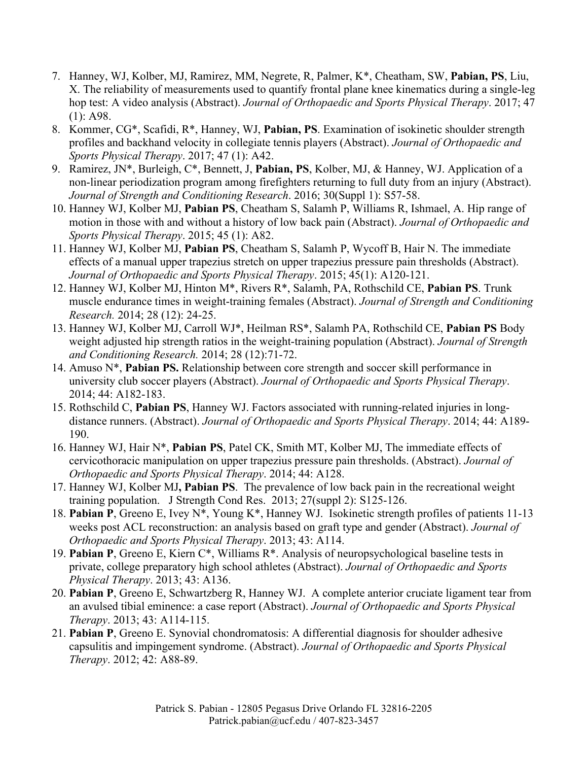7. Hanney, WJ, Kolber, MJ, Ramirez, MM, Negrete, R, Palmer, K*, Cheatham, SW, **Pabian, PS**, Liu, X. The reliability of measurements used to quantify frontal plane knee kinematics during a single-leg hop test: A video analysis (Abstract). *Journal of Orthopaedic and Sports Physical Therapy*. 2017; 47 (1): A98.
8. Kommer, CG*, Scafidi, R*, Hanney, WJ, **Pabian, PS**. Examination of isokinetic shoulder strength profiles and backhand velocity in collegiate tennis players (Abstract). *Journal of Orthopaedic and Sports Physical Therapy*. 2017; 47 (1): A42.
9. Ramirez, JN*, Burleigh, C*, Bennett, J, **Pabian, PS**, Kolber, MJ, & Hanney, WJ. Application of a non-linear periodization program among firefighters returning to full duty from an injury (Abstract). *Journal of Strength and Conditioning Research*. 2016; 30(Suppl 1): S57-58.
10. Hanney WJ, Kolber MJ, **Pabian PS**, Cheatham S, Salamh P, Williams R, Ishmael, A. Hip range of motion in those with and without a history of low back pain (Abstract). *Journal of Orthopaedic and Sports Physical Therapy*. 2015; 45 (1): A82.
11. Hanney WJ, Kolber MJ, **Pabian PS**, Cheatham S, Salamh P, Wycoff B, Hair N. The immediate effects of a manual upper trapezius stretch on upper trapezius pressure pain thresholds (Abstract). *Journal of Orthopaedic and Sports Physical Therapy*. 2015; 45(1): A120-121.
12. Hanney WJ, Kolber MJ, Hinton M*, Rivers R*, Salamh, PA, Rothschild CE, **Pabian PS**. Trunk muscle endurance times in weight-training females (Abstract). *Journal of Strength and Conditioning Research.* 2014; 28 (12): 24-25.
13. Hanney WJ, Kolber MJ, Carroll WJ*, Heilman RS*, Salamh PA, Rothschild CE, **Pabian PS** Body weight adjusted hip strength ratios in the weight-training population (Abstract). *Journal of Strength and Conditioning Research.* 2014; 28 (12):71-72.
14. Amuso N*, **Pabian PS.** Relationship between core strength and soccer skill performance in university club soccer players (Abstract). *Journal of Orthopaedic and Sports Physical Therapy*. 2014; 44: A182-183.
15. Rothschild C, **Pabian PS**, Hanney WJ. Factors associated with running-related injuries in long-distance runners. (Abstract). *Journal of Orthopaedic and Sports Physical Therapy*. 2014; 44: A189-190.
16. Hanney WJ, Hair N*, **Pabian PS**, Patel CK, Smith MT, Kolber MJ, The immediate effects of cervicothoracic manipulation on upper trapezius pressure pain thresholds. (Abstract). *Journal of Orthopaedic and Sports Physical Therapy*. 2014; 44: A128.
17. Hanney WJ, Kolber MJ**, Pabian PS**. The prevalence of low back pain in the recreational weight training population. J Strength Cond Res. 2013; 27(suppl 2): S125-126.
18. **Pabian P**, Greeno E, Ivey N*, Young K*, Hanney WJ. Isokinetic strength profiles of patients 11-13 weeks post ACL reconstruction: an analysis based on graft type and gender (Abstract). *Journal of Orthopaedic and Sports Physical Therapy*. 2013; 43: A114.
19. **Pabian P**, Greeno E, Kiern C*, Williams R*. Analysis of neuropsychological baseline tests in private, college preparatory high school athletes (Abstract). *Journal of Orthopaedic and Sports Physical Therapy*. 2013; 43: A136.
20. **Pabian P**, Greeno E, Schwartzberg R, Hanney WJ. A complete anterior cruciate ligament tear from an avulsed tibial eminence: a case report (Abstract). *Journal of Orthopaedic and Sports Physical Therapy*. 2013; 43: A114-115.
21. **Pabian P**, Greeno E. Synovial chondromatosis: A differential diagnosis for shoulder adhesive capsulitis and impingement syndrome. (Abstract). *Journal of Orthopaedic and Sports Physical Therapy*. 2012; 42: A88-89.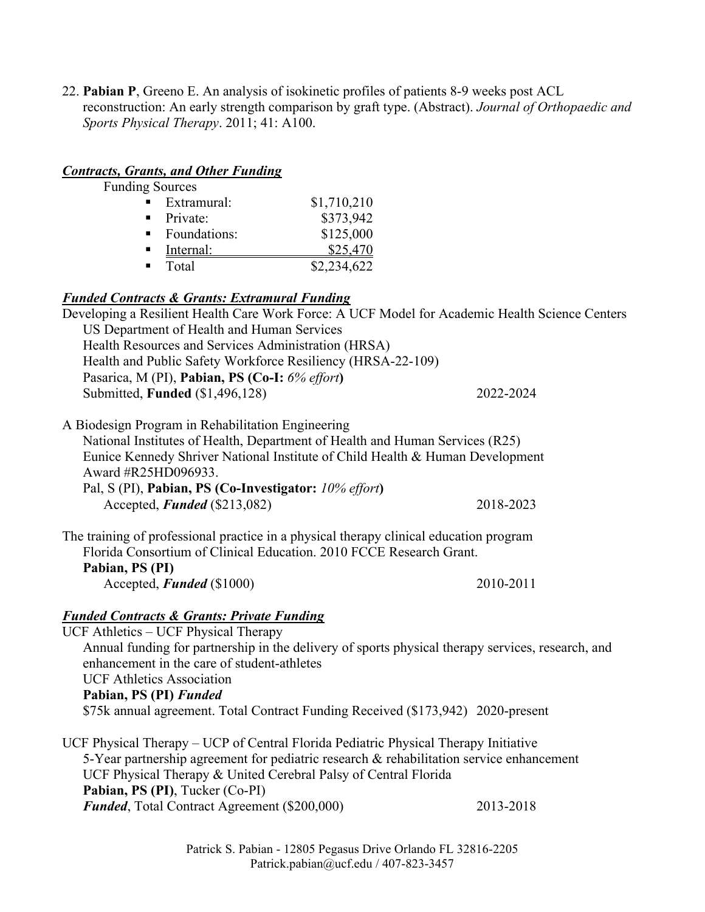22. **Pabian P**, Greeno E. An analysis of isokinetic profiles of patients 8-9 weeks post ACL reconstruction: An early strength comparison by graft type. (Abstract). *Journal of Orthopaedic and Sports Physical Therapy*. 2011; 41: A100.

***Contracts, Grants, and Other Funding***

Funding Sources

| Source | Amount |
| --- | --- |
| Extramural: | $1,710,210 |
| Private: | $373,942 |
| Foundations: | $125,000 |
| Internal: | $25,470 |
| Total | $2,234,622 |

***Funded Contracts & Grants: Extramural Funding***

Developing a Resilient Health Care Work Force: A UCF Model for Academic Health Science Centers
US Department of Health and Human Services
Health Resources and Services Administration (HRSA)
Health and Public Safety Workforce Resiliency (HRSA-22-109)
Pasarica, M (PI), **Pabian, PS (Co-I:** *6% effort***)**
Submitted, **Funded** ($1,496,128) 2022-2024

A Biodesign Program in Rehabilitation Engineering
National Institutes of Health, Department of Health and Human Services (R25)
Eunice Kennedy Shriver National Institute of Child Health & Human Development
Award #R25HD096933.
Pal, S (PI), **Pabian, PS (Co-Investigator:** *10% effort***)**
Accepted, ***Funded*** ($213,082) 2018-2023

The training of professional practice in a physical therapy clinical education program
Florida Consortium of Clinical Education. 2010 FCCE Research Grant.
**Pabian, PS (PI)**
Accepted, ***Funded*** ($1000) 2010-2011

***Funded Contracts & Grants: Private Funding***

UCF Athletics – UCF Physical Therapy
Annual funding for partnership in the delivery of sports physical therapy services, research, and enhancement in the care of student-athletes
UCF Athletics Association
**Pabian, PS (PI)** ***Funded***
$75k annual agreement. Total Contract Funding Received ($173,942) 2020-present

UCF Physical Therapy – UCP of Central Florida Pediatric Physical Therapy Initiative
5-Year partnership agreement for pediatric research & rehabilitation service enhancement
UCF Physical Therapy & United Cerebral Palsy of Central Florida
**Pabian, PS (PI)**, Tucker (Co-PI)
***Funded***, Total Contract Agreement ($200,000) 2013-2018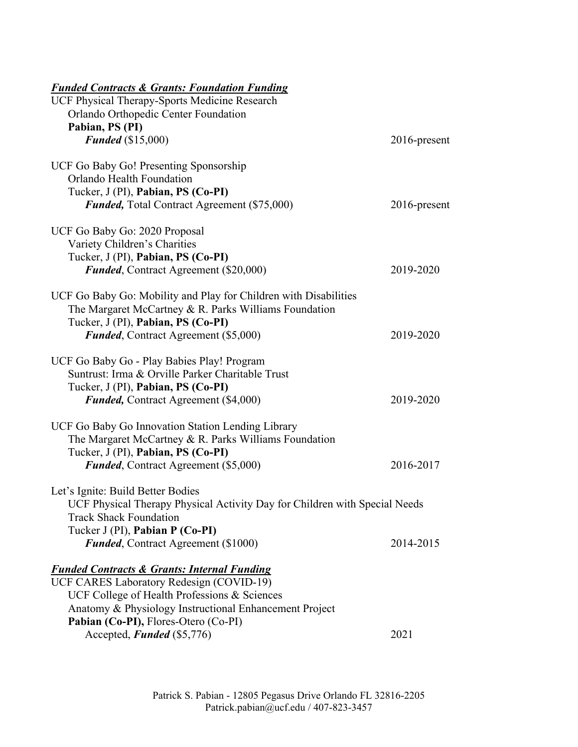***Funded Contracts & Grants: Foundation Funding***

UCF Physical Therapy-Sports Medicine Research
Orlando Orthopedic Center Foundation
**Pabian, PS (PI)**
***Funded*** ($15,000) 2016-present

UCF Go Baby Go! Presenting Sponsorship
Orlando Health Foundation
Tucker, J (PI), **Pabian, PS (Co-PI)**
***Funded,*** Total Contract Agreement ($75,000) 2016-present

UCF Go Baby Go: 2020 Proposal
Variety Children's Charities
Tucker, J (PI), **Pabian, PS (Co-PI)**
***Funded***, Contract Agreement ($20,000) 2019-2020

UCF Go Baby Go: Mobility and Play for Children with Disabilities
The Margaret McCartney & R. Parks Williams Foundation
Tucker, J (PI), **Pabian, PS (Co-PI)**
***Funded***, Contract Agreement ($5,000) 2019-2020

UCF Go Baby Go - Play Babies Play! Program
Suntrust: Irma & Orville Parker Charitable Trust
Tucker, J (PI), **Pabian, PS (Co-PI)**
***Funded,*** Contract Agreement ($4,000) 2019-2020

UCF Go Baby Go Innovation Station Lending Library
The Margaret McCartney & R. Parks Williams Foundation
Tucker, J (PI), **Pabian, PS (Co-PI)**
***Funded***, Contract Agreement ($5,000) 2016-2017

Let's Ignite: Build Better Bodies
UCF Physical Therapy Physical Activity Day for Children with Special Needs
Track Shack Foundation
Tucker J (PI), **Pabian P (Co-PI)**
***Funded***, Contract Agreement ($1000) 2014-2015

***Funded Contracts & Grants: Internal Funding***

UCF CARES Laboratory Redesign (COVID-19)
UCF College of Health Professions & Sciences
Anatomy & Physiology Instructional Enhancement Project
**Pabian (Co-PI),** Flores-Otero (Co-PI)
Accepted, ***Funded*** ($5,776) 2021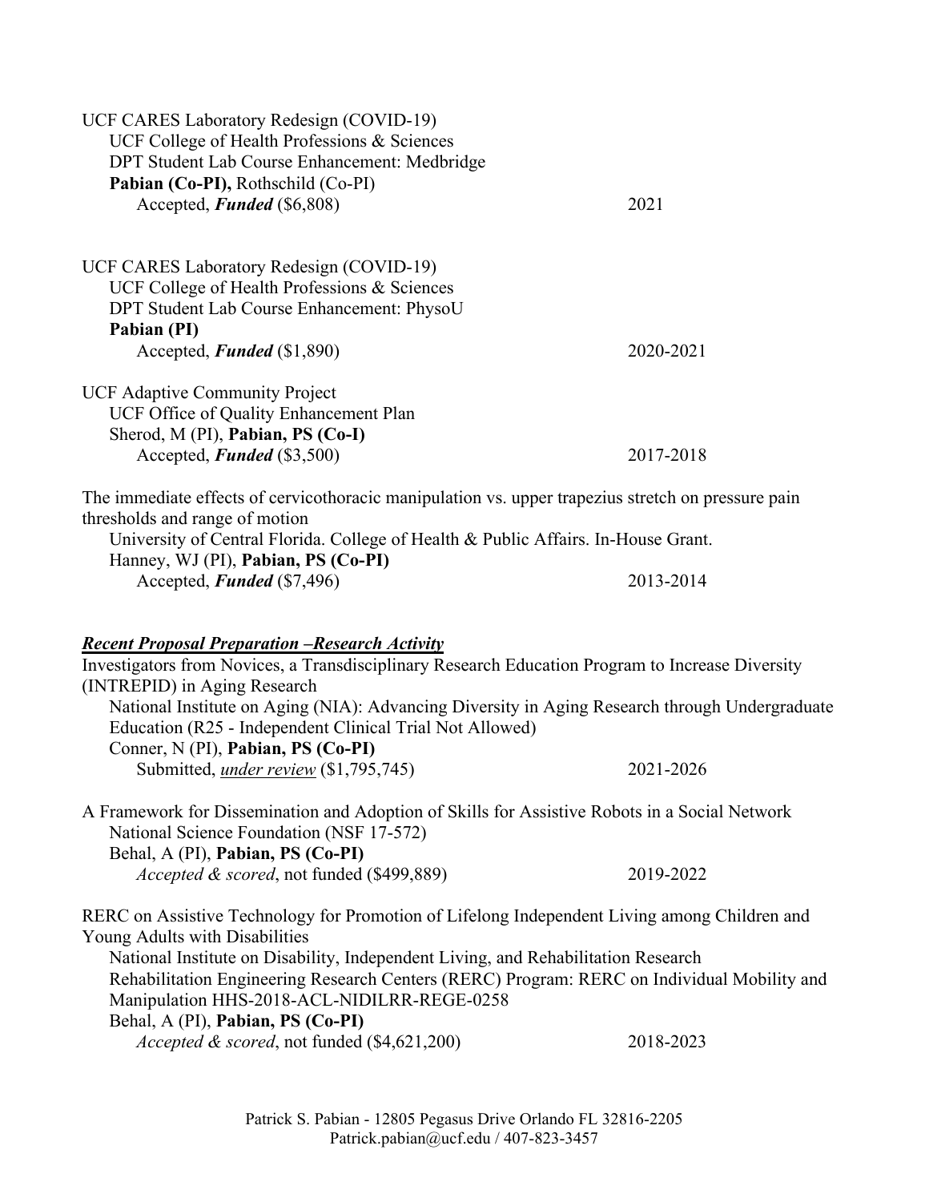UCF CARES Laboratory Redesign (COVID-19)
UCF College of Health Professions & Sciences
DPT Student Lab Course Enhancement: Medbridge
**Pabian (Co-PI),** Rothschild (Co-PI)
Accepted, ***Funded*** ($6,808) 2021

UCF CARES Laboratory Redesign (COVID-19)
UCF College of Health Professions & Sciences
DPT Student Lab Course Enhancement: PhysoU
**Pabian (PI)**
Accepted, ***Funded*** ($1,890) 2020-2021

UCF Adaptive Community Project
UCF Office of Quality Enhancement Plan
Sherod, M (PI), **Pabian, PS (Co-I)**
Accepted, ***Funded*** ($3,500) 2017-2018

The immediate effects of cervicothoracic manipulation vs. upper trapezius stretch on pressure pain thresholds and range of motion
University of Central Florida. College of Health & Public Affairs. In-House Grant.
Hanney, WJ (PI), **Pabian, PS (Co-PI)**
Accepted, ***Funded*** ($7,496) 2013-2014

***<u>Recent Proposal Preparation –Research Activity</u>***

Investigators from Novices, a Transdisciplinary Research Education Program to Increase Diversity (INTREPID) in Aging Research
National Institute on Aging (NIA): Advancing Diversity in Aging Research through Undergraduate Education (R25 - Independent Clinical Trial Not Allowed)
Conner, N (PI), **Pabian, PS (Co-PI)**
Submitted, *<u>under review</u>* ($1,795,745) 2021-2026

A Framework for Dissemination and Adoption of Skills for Assistive Robots in a Social Network
National Science Foundation (NSF 17-572)
Behal, A (PI), **Pabian, PS (Co-PI)**
*Accepted & scored*, not funded ($499,889) 2019-2022

RERC on Assistive Technology for Promotion of Lifelong Independent Living among Children and Young Adults with Disabilities
National Institute on Disability, Independent Living, and Rehabilitation Research
Rehabilitation Engineering Research Centers (RERC) Program: RERC on Individual Mobility and Manipulation HHS-2018-ACL-NIDILRR-REGE-0258
Behal, A (PI), **Pabian, PS (Co-PI)**
*Accepted & scored*, not funded ($4,621,200) 2018-2023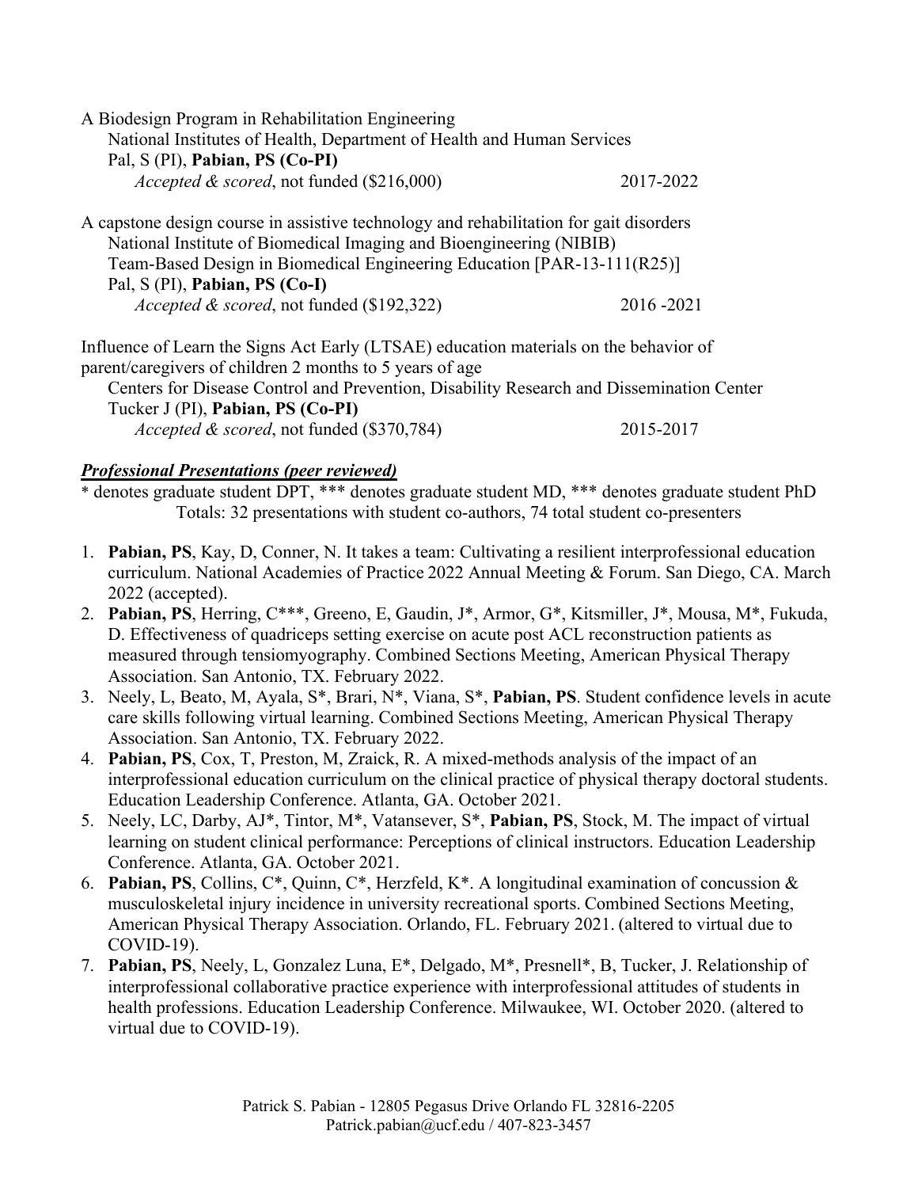A Biodesign Program in Rehabilitation Engineering
National Institutes of Health, Department of Health and Human Services
Pal, S (PI), **Pabian, PS (Co-PI)**
*Accepted & scored*, not funded ($216,000) 2017-2022

A capstone design course in assistive technology and rehabilitation for gait disorders
National Institute of Biomedical Imaging and Bioengineering (NIBIB)
Team-Based Design in Biomedical Engineering Education [PAR-13-111(R25)]
Pal, S (PI), **Pabian, PS (Co-I)**
*Accepted & scored*, not funded ($192,322) 2016 -2021

Influence of Learn the Signs Act Early (LTSAE) education materials on the behavior of parent/caregivers of children 2 months to 5 years of age
Centers for Disease Control and Prevention, Disability Research and Dissemination Center
Tucker J (PI), **Pabian, PS (Co-PI)**
*Accepted & scored*, not funded ($370,784) 2015-2017

### ***Professional Presentations (peer reviewed)***

* denotes graduate student DPT, *** denotes graduate student MD, *** denotes graduate student PhD
Totals: 32 presentations with student co-authors, 74 total student co-presenters

1. **Pabian, PS**, Kay, D, Conner, N. It takes a team: Cultivating a resilient interprofessional education curriculum. National Academies of Practice 2022 Annual Meeting & Forum. San Diego, CA. March 2022 (accepted).
2. **Pabian, PS**, Herring, C***, Greeno, E, Gaudin, J*, Armor, G*, Kitsmiller, J*, Mousa, M*, Fukuda, D. Effectiveness of quadriceps setting exercise on acute post ACL reconstruction patients as measured through tensiomyography. Combined Sections Meeting, American Physical Therapy Association. San Antonio, TX. February 2022.
3. Neely, L, Beato, M, Ayala, S*, Brari, N*, Viana, S*, **Pabian, PS**. Student confidence levels in acute care skills following virtual learning. Combined Sections Meeting, American Physical Therapy Association. San Antonio, TX. February 2022.
4. **Pabian, PS**, Cox, T, Preston, M, Zraick, R. A mixed-methods analysis of the impact of an interprofessional education curriculum on the clinical practice of physical therapy doctoral students. Education Leadership Conference. Atlanta, GA. October 2021.
5. Neely, LC, Darby, AJ*, Tintor, M*, Vatansever, S*, **Pabian, PS**, Stock, M. The impact of virtual learning on student clinical performance: Perceptions of clinical instructors. Education Leadership Conference. Atlanta, GA. October 2021.
6. **Pabian, PS**, Collins, C*, Quinn, C*, Herzfeld, K*. A longitudinal examination of concussion & musculoskeletal injury incidence in university recreational sports. Combined Sections Meeting, American Physical Therapy Association. Orlando, FL. February 2021. (altered to virtual due to COVID-19).
7. **Pabian, PS**, Neely, L, Gonzalez Luna, E*, Delgado, M*, Presnell*, B, Tucker, J. Relationship of interprofessional collaborative practice experience with interprofessional attitudes of students in health professions. Education Leadership Conference. Milwaukee, WI. October 2020. (altered to virtual due to COVID-19).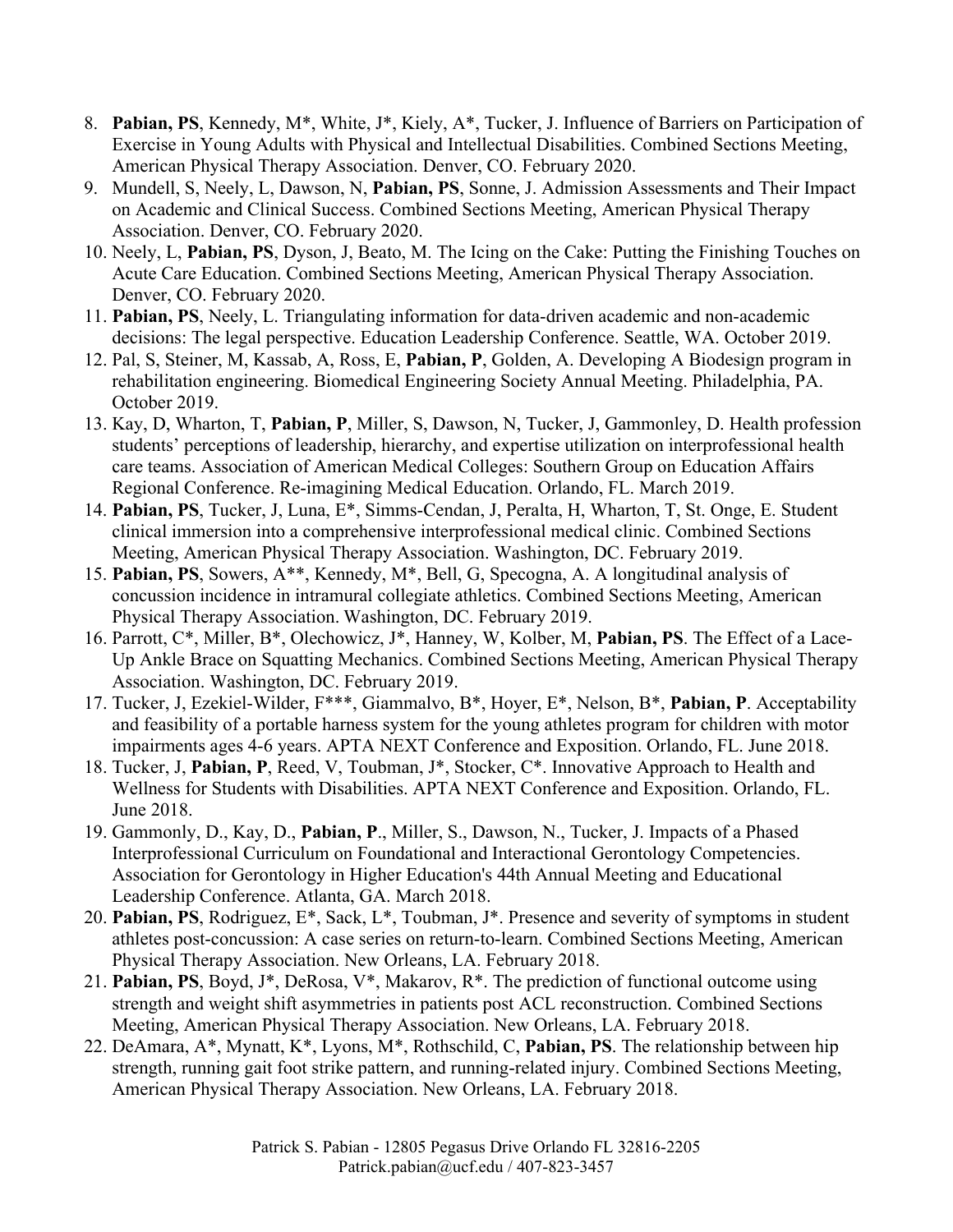8. **Pabian, PS**, Kennedy, M*, White, J*, Kiely, A*, Tucker, J. Influence of Barriers on Participation of Exercise in Young Adults with Physical and Intellectual Disabilities. Combined Sections Meeting, American Physical Therapy Association. Denver, CO. February 2020.
9. Mundell, S, Neely, L, Dawson, N, **Pabian, PS**, Sonne, J. Admission Assessments and Their Impact on Academic and Clinical Success. Combined Sections Meeting, American Physical Therapy Association. Denver, CO. February 2020.
10. Neely, L, **Pabian, PS**, Dyson, J, Beato, M. The Icing on the Cake: Putting the Finishing Touches on Acute Care Education. Combined Sections Meeting, American Physical Therapy Association. Denver, CO. February 2020.
11. **Pabian, PS**, Neely, L. Triangulating information for data-driven academic and non-academic decisions: The legal perspective. Education Leadership Conference. Seattle, WA. October 2019.
12. Pal, S, Steiner, M, Kassab, A, Ross, E, **Pabian, P**, Golden, A. Developing A Biodesign program in rehabilitation engineering. Biomedical Engineering Society Annual Meeting. Philadelphia, PA. October 2019.
13. Kay, D, Wharton, T, **Pabian, P**, Miller, S, Dawson, N, Tucker, J, Gammonley, D. Health profession students' perceptions of leadership, hierarchy, and expertise utilization on interprofessional health care teams. Association of American Medical Colleges: Southern Group on Education Affairs Regional Conference. Re-imagining Medical Education. Orlando, FL. March 2019.
14. **Pabian, PS**, Tucker, J, Luna, E*, Simms-Cendan, J, Peralta, H, Wharton, T, St. Onge, E. Student clinical immersion into a comprehensive interprofessional medical clinic. Combined Sections Meeting, American Physical Therapy Association. Washington, DC. February 2019.
15. **Pabian, PS**, Sowers, A**, Kennedy, M*, Bell, G, Specogna, A. A longitudinal analysis of concussion incidence in intramural collegiate athletics. Combined Sections Meeting, American Physical Therapy Association. Washington, DC. February 2019.
16. Parrott, C*, Miller, B*, Olechowicz, J*, Hanney, W, Kolber, M, **Pabian, PS**. The Effect of a Lace-Up Ankle Brace on Squatting Mechanics. Combined Sections Meeting, American Physical Therapy Association. Washington, DC. February 2019.
17. Tucker, J, Ezekiel-Wilder, F***, Giammalvo, B*, Hoyer, E*, Nelson, B*, **Pabian, P**. Acceptability and feasibility of a portable harness system for the young athletes program for children with motor impairments ages 4-6 years. APTA NEXT Conference and Exposition. Orlando, FL. June 2018.
18. Tucker, J, **Pabian, P**, Reed, V, Toubman, J*, Stocker, C*. Innovative Approach to Health and Wellness for Students with Disabilities. APTA NEXT Conference and Exposition. Orlando, FL. June 2018.
19. Gammonly, D., Kay, D., **Pabian, P**., Miller, S., Dawson, N., Tucker, J. Impacts of a Phased Interprofessional Curriculum on Foundational and Interactional Gerontology Competencies. Association for Gerontology in Higher Education's 44th Annual Meeting and Educational Leadership Conference. Atlanta, GA. March 2018.
20. **Pabian, PS**, Rodriguez, E*, Sack, L*, Toubman, J*. Presence and severity of symptoms in student athletes post-concussion: A case series on return-to-learn. Combined Sections Meeting, American Physical Therapy Association. New Orleans, LA. February 2018.
21. **Pabian, PS**, Boyd, J*, DeRosa, V*, Makarov, R*. The prediction of functional outcome using strength and weight shift asymmetries in patients post ACL reconstruction. Combined Sections Meeting, American Physical Therapy Association. New Orleans, LA. February 2018.
22. DeAmara, A*, Mynatt, K*, Lyons, M*, Rothschild, C, **Pabian, PS**. The relationship between hip strength, running gait foot strike pattern, and running-related injury. Combined Sections Meeting, American Physical Therapy Association. New Orleans, LA. February 2018.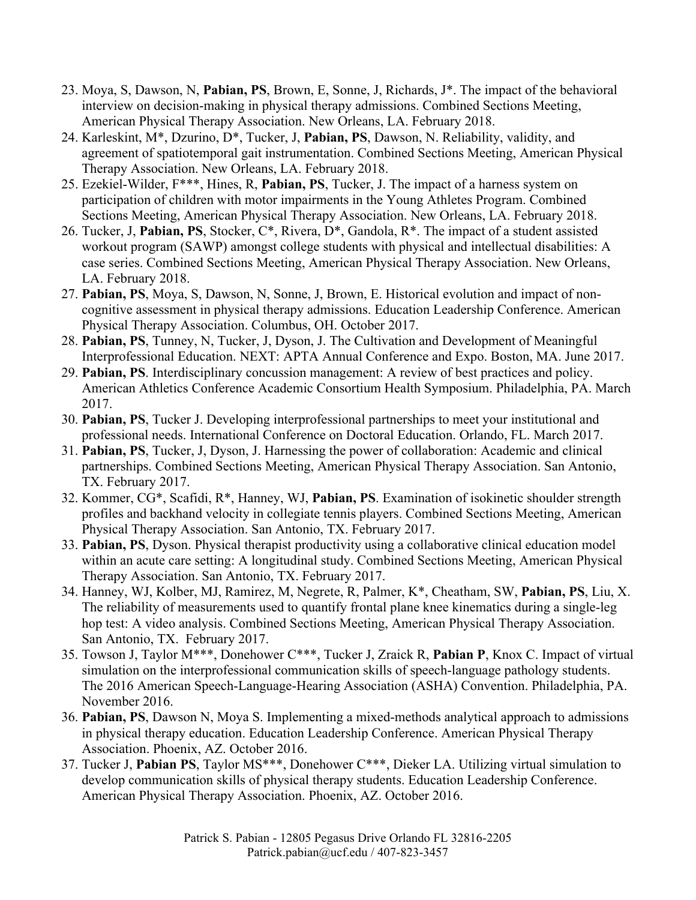23. Moya, S, Dawson, N, **Pabian, PS**, Brown, E, Sonne, J, Richards, J*. The impact of the behavioral interview on decision-making in physical therapy admissions. Combined Sections Meeting, American Physical Therapy Association. New Orleans, LA. February 2018.
24. Karleskint, M*, Dzurino, D*, Tucker, J, **Pabian, PS**, Dawson, N. Reliability, validity, and agreement of spatiotemporal gait instrumentation. Combined Sections Meeting, American Physical Therapy Association. New Orleans, LA. February 2018.
25. Ezekiel-Wilder, F***, Hines, R, **Pabian, PS**, Tucker, J. The impact of a harness system on participation of children with motor impairments in the Young Athletes Program. Combined Sections Meeting, American Physical Therapy Association. New Orleans, LA. February 2018.
26. Tucker, J, **Pabian, PS**, Stocker, C*, Rivera, D*, Gandola, R*. The impact of a student assisted workout program (SAWP) amongst college students with physical and intellectual disabilities: A case series. Combined Sections Meeting, American Physical Therapy Association. New Orleans, LA. February 2018.
27. **Pabian, PS**, Moya, S, Dawson, N, Sonne, J, Brown, E. Historical evolution and impact of non-cognitive assessment in physical therapy admissions. Education Leadership Conference. American Physical Therapy Association. Columbus, OH. October 2017.
28. **Pabian, PS**, Tunney, N, Tucker, J, Dyson, J. The Cultivation and Development of Meaningful Interprofessional Education. NEXT: APTA Annual Conference and Expo. Boston, MA. June 2017.
29. **Pabian, PS**. Interdisciplinary concussion management: A review of best practices and policy. American Athletics Conference Academic Consortium Health Symposium. Philadelphia, PA. March 2017.
30. **Pabian, PS**, Tucker J. Developing interprofessional partnerships to meet your institutional and professional needs. International Conference on Doctoral Education. Orlando, FL. March 2017.
31. **Pabian, PS**, Tucker, J, Dyson, J. Harnessing the power of collaboration: Academic and clinical partnerships. Combined Sections Meeting, American Physical Therapy Association. San Antonio, TX. February 2017.
32. Kommer, CG*, Scafidi, R*, Hanney, WJ, **Pabian, PS**. Examination of isokinetic shoulder strength profiles and backhand velocity in collegiate tennis players. Combined Sections Meeting, American Physical Therapy Association. San Antonio, TX. February 2017.
33. **Pabian, PS**, Dyson. Physical therapist productivity using a collaborative clinical education model within an acute care setting: A longitudinal study. Combined Sections Meeting, American Physical Therapy Association. San Antonio, TX. February 2017.
34. Hanney, WJ, Kolber, MJ, Ramirez, M, Negrete, R, Palmer, K*, Cheatham, SW, **Pabian, PS**, Liu, X. The reliability of measurements used to quantify frontal plane knee kinematics during a single-leg hop test: A video analysis. Combined Sections Meeting, American Physical Therapy Association. San Antonio, TX. February 2017.
35. Towson J, Taylor M***, Donehower C***, Tucker J, Zraick R, **Pabian P**, Knox C. Impact of virtual simulation on the interprofessional communication skills of speech-language pathology students. The 2016 American Speech-Language-Hearing Association (ASHA) Convention. Philadelphia, PA. November 2016.
36. **Pabian, PS**, Dawson N, Moya S. Implementing a mixed-methods analytical approach to admissions in physical therapy education. Education Leadership Conference. American Physical Therapy Association. Phoenix, AZ. October 2016.
37. Tucker J, **Pabian PS**, Taylor MS***, Donehower C***, Dieker LA. Utilizing virtual simulation to develop communication skills of physical therapy students. Education Leadership Conference. American Physical Therapy Association. Phoenix, AZ. October 2016.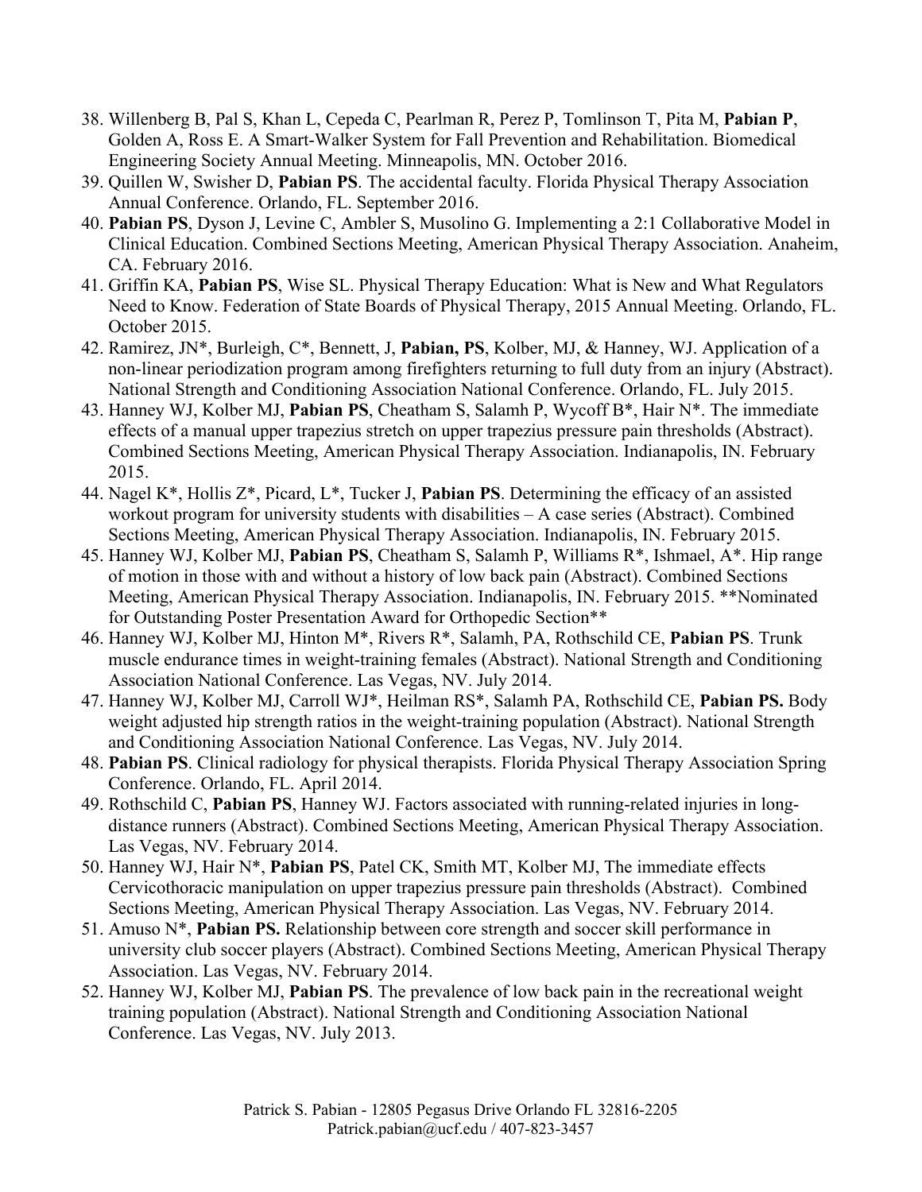38. Willenberg B, Pal S, Khan L, Cepeda C, Pearlman R, Perez P, Tomlinson T, Pita M, **Pabian P**, Golden A, Ross E. A Smart-Walker System for Fall Prevention and Rehabilitation. Biomedical Engineering Society Annual Meeting. Minneapolis, MN. October 2016.
39. Quillen W, Swisher D, **Pabian PS**. The accidental faculty. Florida Physical Therapy Association Annual Conference. Orlando, FL. September 2016.
40. **Pabian PS**, Dyson J, Levine C, Ambler S, Musolino G. Implementing a 2:1 Collaborative Model in Clinical Education. Combined Sections Meeting, American Physical Therapy Association. Anaheim, CA. February 2016.
41. Griffin KA, **Pabian PS**, Wise SL. Physical Therapy Education: What is New and What Regulators Need to Know. Federation of State Boards of Physical Therapy, 2015 Annual Meeting. Orlando, FL. October 2015.
42. Ramirez, JN*, Burleigh, C*, Bennett, J, **Pabian, PS**, Kolber, MJ, & Hanney, WJ. Application of a non-linear periodization program among firefighters returning to full duty from an injury (Abstract). National Strength and Conditioning Association National Conference. Orlando, FL. July 2015.
43. Hanney WJ, Kolber MJ, **Pabian PS**, Cheatham S, Salamh P, Wycoff B*, Hair N*. The immediate effects of a manual upper trapezius stretch on upper trapezius pressure pain thresholds (Abstract). Combined Sections Meeting, American Physical Therapy Association. Indianapolis, IN. February 2015.
44. Nagel K*, Hollis Z*, Picard, L*, Tucker J, **Pabian PS**. Determining the efficacy of an assisted workout program for university students with disabilities – A case series (Abstract). Combined Sections Meeting, American Physical Therapy Association. Indianapolis, IN. February 2015.
45. Hanney WJ, Kolber MJ, **Pabian PS**, Cheatham S, Salamh P, Williams R*, Ishmael, A*. Hip range of motion in those with and without a history of low back pain (Abstract). Combined Sections Meeting, American Physical Therapy Association. Indianapolis, IN. February 2015. **Nominated for Outstanding Poster Presentation Award for Orthopedic Section**
46. Hanney WJ, Kolber MJ, Hinton M*, Rivers R*, Salamh, PA, Rothschild CE, **Pabian PS**. Trunk muscle endurance times in weight-training females (Abstract). National Strength and Conditioning Association National Conference. Las Vegas, NV. July 2014.
47. Hanney WJ, Kolber MJ, Carroll WJ*, Heilman RS*, Salamh PA, Rothschild CE, **Pabian PS.** Body weight adjusted hip strength ratios in the weight-training population (Abstract). National Strength and Conditioning Association National Conference. Las Vegas, NV. July 2014.
48. **Pabian PS**. Clinical radiology for physical therapists. Florida Physical Therapy Association Spring Conference. Orlando, FL. April 2014.
49. Rothschild C, **Pabian PS**, Hanney WJ. Factors associated with running-related injuries in long-distance runners (Abstract). Combined Sections Meeting, American Physical Therapy Association. Las Vegas, NV. February 2014.
50. Hanney WJ, Hair N*, **Pabian PS**, Patel CK, Smith MT, Kolber MJ, The immediate effects Cervicothoracic manipulation on upper trapezius pressure pain thresholds (Abstract). Combined Sections Meeting, American Physical Therapy Association. Las Vegas, NV. February 2014.
51. Amuso N*, **Pabian PS.** Relationship between core strength and soccer skill performance in university club soccer players (Abstract). Combined Sections Meeting, American Physical Therapy Association. Las Vegas, NV. February 2014.
52. Hanney WJ, Kolber MJ, **Pabian PS**. The prevalence of low back pain in the recreational weight training population (Abstract). National Strength and Conditioning Association National Conference. Las Vegas, NV. July 2013.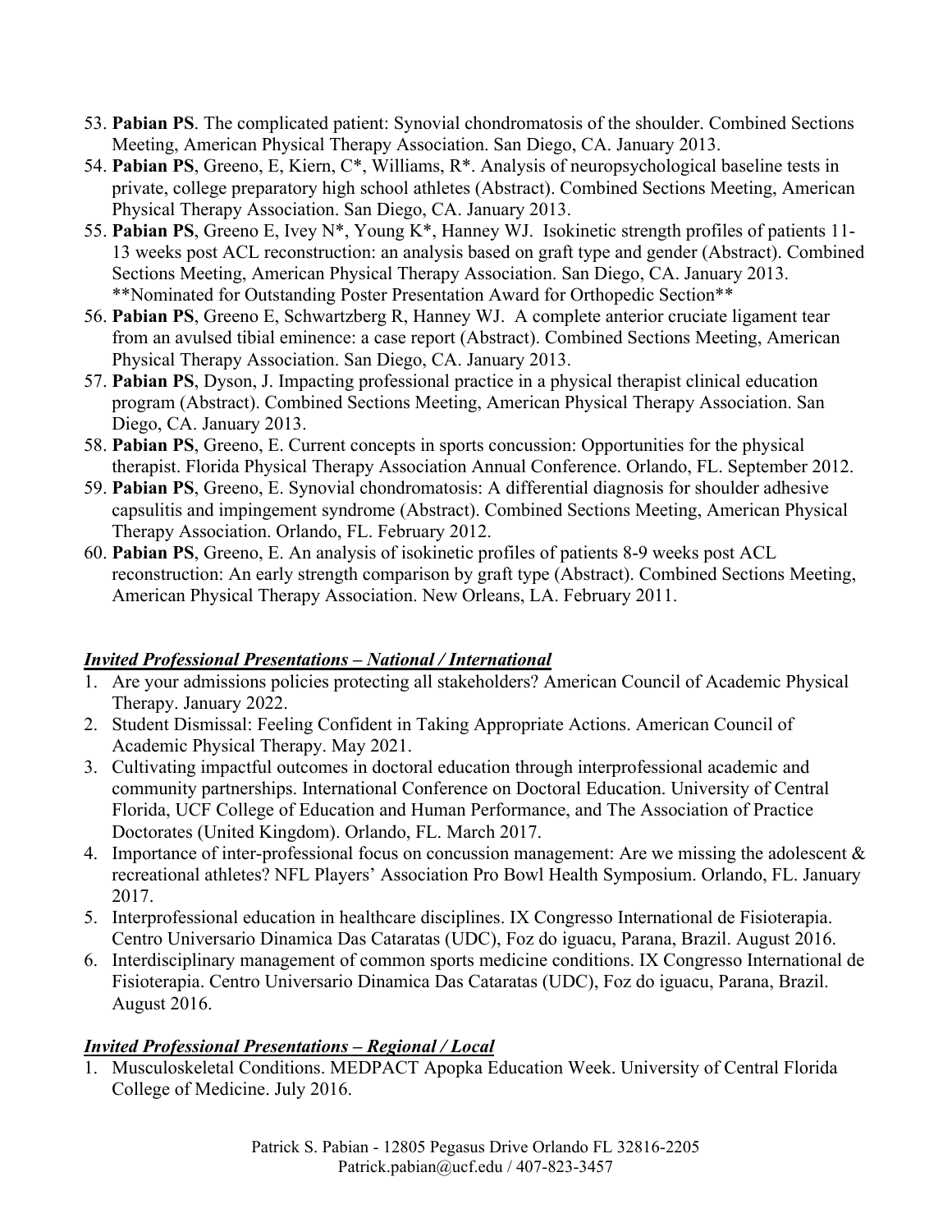53. **Pabian PS**. The complicated patient: Synovial chondromatosis of the shoulder. Combined Sections Meeting, American Physical Therapy Association. San Diego, CA. January 2013.
54. **Pabian PS**, Greeno, E, Kiern, C*, Williams, R*. Analysis of neuropsychological baseline tests in private, college preparatory high school athletes (Abstract). Combined Sections Meeting, American Physical Therapy Association. San Diego, CA. January 2013.
55. **Pabian PS**, Greeno E, Ivey N*, Young K*, Hanney WJ. Isokinetic strength profiles of patients 11-13 weeks post ACL reconstruction: an analysis based on graft type and gender (Abstract). Combined Sections Meeting, American Physical Therapy Association. San Diego, CA. January 2013. **Nominated for Outstanding Poster Presentation Award for Orthopedic Section**
56. **Pabian PS**, Greeno E, Schwartzberg R, Hanney WJ. A complete anterior cruciate ligament tear from an avulsed tibial eminence: a case report (Abstract). Combined Sections Meeting, American Physical Therapy Association. San Diego, CA. January 2013.
57. **Pabian PS**, Dyson, J. Impacting professional practice in a physical therapist clinical education program (Abstract). Combined Sections Meeting, American Physical Therapy Association. San Diego, CA. January 2013.
58. **Pabian PS**, Greeno, E. Current concepts in sports concussion: Opportunities for the physical therapist. Florida Physical Therapy Association Annual Conference. Orlando, FL. September 2012.
59. **Pabian PS**, Greeno, E. Synovial chondromatosis: A differential diagnosis for shoulder adhesive capsulitis and impingement syndrome (Abstract). Combined Sections Meeting, American Physical Therapy Association. Orlando, FL. February 2012.
60. **Pabian PS**, Greeno, E. An analysis of isokinetic profiles of patients 8-9 weeks post ACL reconstruction: An early strength comparison by graft type (Abstract). Combined Sections Meeting, American Physical Therapy Association. New Orleans, LA. February 2011.

***<u>Invited Professional Presentations – National / International</u>***

1. Are your admissions policies protecting all stakeholders? American Council of Academic Physical Therapy. January 2022.
2. Student Dismissal: Feeling Confident in Taking Appropriate Actions. American Council of Academic Physical Therapy. May 2021.
3. Cultivating impactful outcomes in doctoral education through interprofessional academic and community partnerships. International Conference on Doctoral Education. University of Central Florida, UCF College of Education and Human Performance, and The Association of Practice Doctorates (United Kingdom). Orlando, FL. March 2017.
4. Importance of inter-professional focus on concussion management: Are we missing the adolescent & recreational athletes? NFL Players' Association Pro Bowl Health Symposium. Orlando, FL. January 2017.
5. Interprofessional education in healthcare disciplines. IX Congresso International de Fisioterapia. Centro Universario Dinamica Das Cataratas (UDC), Foz do iguacu, Parana, Brazil. August 2016.
6. Interdisciplinary management of common sports medicine conditions. IX Congresso International de Fisioterapia. Centro Universario Dinamica Das Cataratas (UDC), Foz do iguacu, Parana, Brazil. August 2016.

***<u>Invited Professional Presentations – Regional / Local</u>***

1. Musculoskeletal Conditions. MEDPACT Apopka Education Week. University of Central Florida College of Medicine. July 2016.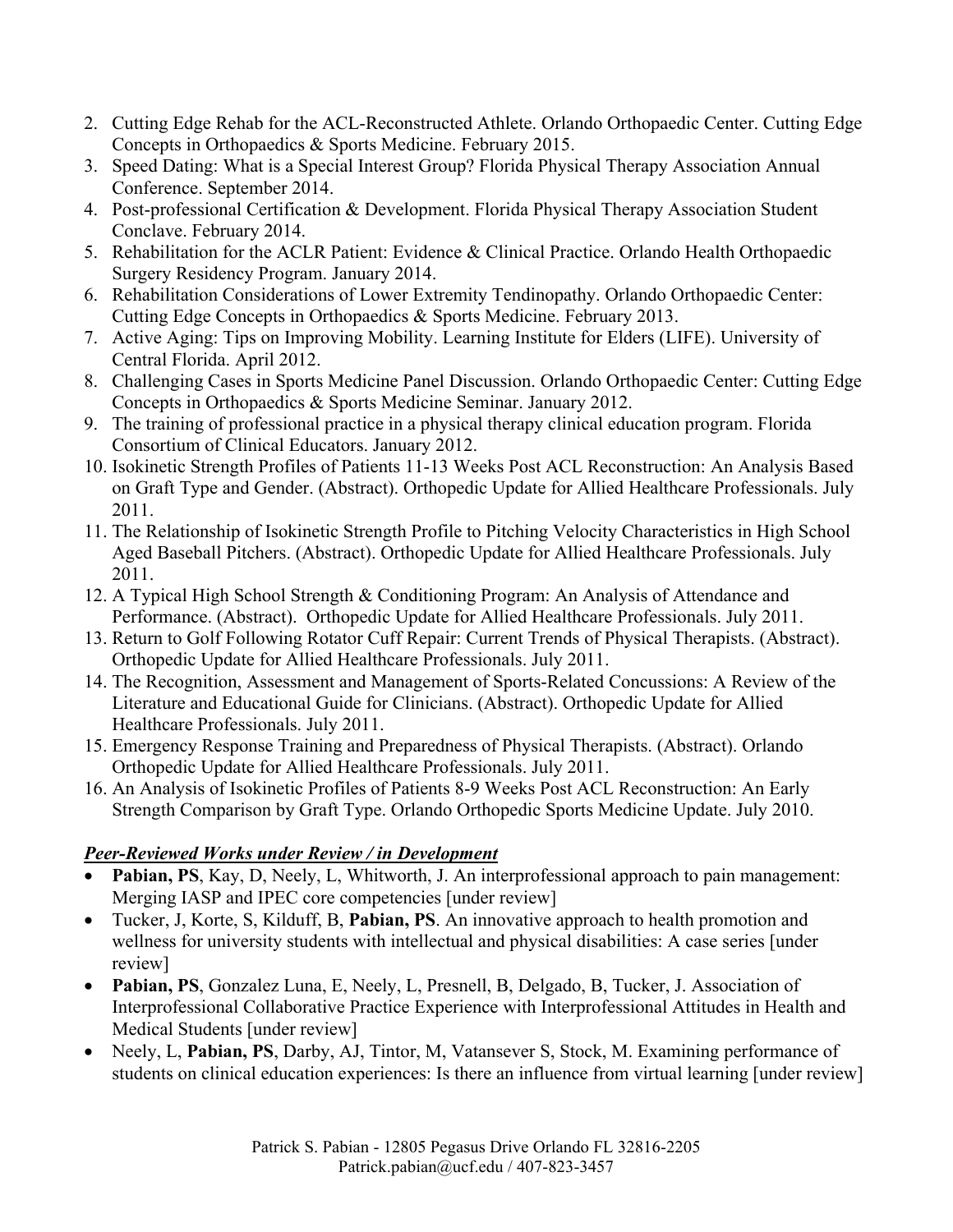2. Cutting Edge Rehab for the ACL-Reconstructed Athlete. Orlando Orthopaedic Center. Cutting Edge Concepts in Orthopaedics & Sports Medicine. February 2015.
3. Speed Dating: What is a Special Interest Group? Florida Physical Therapy Association Annual Conference. September 2014.
4. Post-professional Certification & Development. Florida Physical Therapy Association Student Conclave. February 2014.
5. Rehabilitation for the ACLR Patient: Evidence & Clinical Practice. Orlando Health Orthopaedic Surgery Residency Program. January 2014.
6. Rehabilitation Considerations of Lower Extremity Tendinopathy. Orlando Orthopaedic Center: Cutting Edge Concepts in Orthopaedics & Sports Medicine. February 2013.
7. Active Aging: Tips on Improving Mobility. Learning Institute for Elders (LIFE). University of Central Florida. April 2012.
8. Challenging Cases in Sports Medicine Panel Discussion. Orlando Orthopaedic Center: Cutting Edge Concepts in Orthopaedics & Sports Medicine Seminar. January 2012.
9. The training of professional practice in a physical therapy clinical education program. Florida Consortium of Clinical Educators. January 2012.
10. Isokinetic Strength Profiles of Patients 11-13 Weeks Post ACL Reconstruction: An Analysis Based on Graft Type and Gender. (Abstract). Orthopedic Update for Allied Healthcare Professionals. July 2011.
11. The Relationship of Isokinetic Strength Profile to Pitching Velocity Characteristics in High School Aged Baseball Pitchers. (Abstract). Orthopedic Update for Allied Healthcare Professionals. July 2011.
12. A Typical High School Strength & Conditioning Program: An Analysis of Attendance and Performance. (Abstract). Orthopedic Update for Allied Healthcare Professionals. July 2011.
13. Return to Golf Following Rotator Cuff Repair: Current Trends of Physical Therapists. (Abstract). Orthopedic Update for Allied Healthcare Professionals. July 2011.
14. The Recognition, Assessment and Management of Sports-Related Concussions: A Review of the Literature and Educational Guide for Clinicians. (Abstract). Orthopedic Update for Allied Healthcare Professionals. July 2011.
15. Emergency Response Training and Preparedness of Physical Therapists. (Abstract). Orlando Orthopedic Update for Allied Healthcare Professionals. July 2011.
16. An Analysis of Isokinetic Profiles of Patients 8-9 Weeks Post ACL Reconstruction: An Early Strength Comparison by Graft Type. Orlando Orthopedic Sports Medicine Update. July 2010.

***Peer-Reviewed Works under Review / in Development***

- **Pabian, PS**, Kay, D, Neely, L, Whitworth, J. An interprofessional approach to pain management: Merging IASP and IPEC core competencies [under review]
- Tucker, J, Korte, S, Kilduff, B, **Pabian, PS**. An innovative approach to health promotion and wellness for university students with intellectual and physical disabilities: A case series [under review]
- **Pabian, PS**, Gonzalez Luna, E, Neely, L, Presnell, B, Delgado, B, Tucker, J. Association of Interprofessional Collaborative Practice Experience with Interprofessional Attitudes in Health and Medical Students [under review]
- Neely, L, **Pabian, PS**, Darby, AJ, Tintor, M, Vatansever S, Stock, M. Examining performance of students on clinical education experiences: Is there an influence from virtual learning [under review]

Patrick S. Pabian - 12805 Pegasus Drive Orlando FL 32816-2205
Patrick.pabian@ucf.edu / 407-823-3457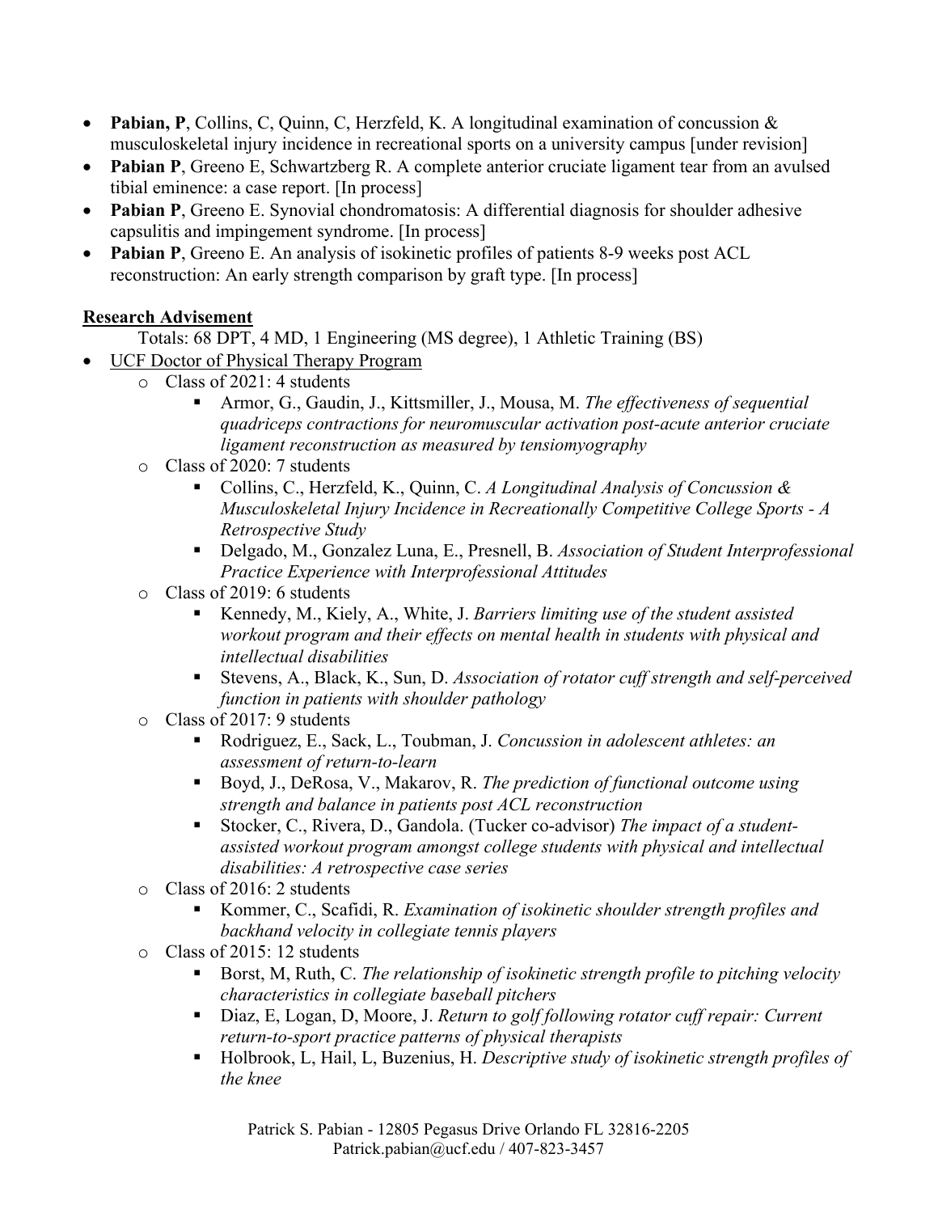- **Pabian, P**, Collins, C, Quinn, C, Herzfeld, K. A longitudinal examination of concussion & musculoskeletal injury incidence in recreational sports on a university campus [under revision]
- **Pabian P**, Greeno E, Schwartzberg R. A complete anterior cruciate ligament tear from an avulsed tibial eminence: a case report. [In process]
- **Pabian P**, Greeno E. Synovial chondromatosis: A differential diagnosis for shoulder adhesive capsulitis and impingement syndrome. [In process]
- **Pabian P**, Greeno E. An analysis of isokinetic profiles of patients 8-9 weeks post ACL reconstruction: An early strength comparison by graft type. [In process]

## Research Advisement

Totals: 68 DPT, 4 MD, 1 Engineering (MS degree), 1 Athletic Training (BS)

- UCF Doctor of Physical Therapy Program
  - Class of 2021: 4 students
    - Armor, G., Gaudin, J., Kittsmiller, J., Mousa, M. *The effectiveness of sequential quadriceps contractions for neuromuscular activation post-acute anterior cruciate ligament reconstruction as measured by tensiomyography*
  - Class of 2020: 7 students
    - Collins, C., Herzfeld, K., Quinn, C. *A Longitudinal Analysis of Concussion & Musculoskeletal Injury Incidence in Recreationally Competitive College Sports - A Retrospective Study*
    - Delgado, M., Gonzalez Luna, E., Presnell, B. *Association of Student Interprofessional Practice Experience with Interprofessional Attitudes*
  - Class of 2019: 6 students
    - Kennedy, M., Kiely, A., White, J. *Barriers limiting use of the student assisted workout program and their effects on mental health in students with physical and intellectual disabilities*
    - Stevens, A., Black, K., Sun, D. *Association of rotator cuff strength and self-perceived function in patients with shoulder pathology*
  - Class of 2017: 9 students
    - Rodriguez, E., Sack, L., Toubman, J. *Concussion in adolescent athletes: an assessment of return-to-learn*
    - Boyd, J., DeRosa, V., Makarov, R. *The prediction of functional outcome using strength and balance in patients post ACL reconstruction*
    - Stocker, C., Rivera, D., Gandola. (Tucker co-advisor) *The impact of a student-assisted workout program amongst college students with physical and intellectual disabilities: A retrospective case series*
  - Class of 2016: 2 students
    - Kommer, C., Scafidi, R. *Examination of isokinetic shoulder strength profiles and backhand velocity in collegiate tennis players*
  - Class of 2015: 12 students
    - Borst, M, Ruth, C. *The relationship of isokinetic strength profile to pitching velocity characteristics in collegiate baseball pitchers*
    - Diaz, E, Logan, D, Moore, J. *Return to golf following rotator cuff repair: Current return-to-sport practice patterns of physical therapists*
    - Holbrook, L, Hail, L, Buzenius, H. *Descriptive study of isokinetic strength profiles of the knee*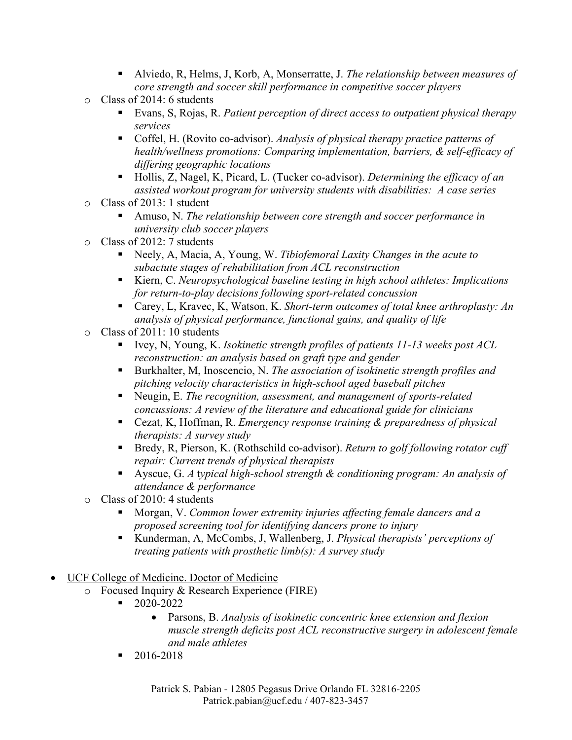- Alviedo, R, Helms, J, Korb, A, Monserratte, J. *The relationship between measures of core strength and soccer skill performance in competitive soccer players*
    - Class of 2014: 6 students
        - Evans, S, Rojas, R. *Patient perception of direct access to outpatient physical therapy services*
        - Coffel, H. (Rovito co-advisor). *Analysis of physical therapy practice patterns of health/wellness promotions: Comparing implementation, barriers, & self-efficacy of differing geographic locations*
        - Hollis, Z, Nagel, K, Picard, L. (Tucker co-advisor). *Determining the efficacy of an assisted workout program for university students with disabilities: A case series*
    - Class of 2013: 1 student
        - Amuso, N. *The relationship between core strength and soccer performance in university club soccer players*
    - Class of 2012: 7 students
        - Neely, A, Macia, A, Young, W. *Tibiofemoral Laxity Changes in the acute to subactute stages of rehabilitation from ACL reconstruction*
        - Kiern, C. *Neuropsychological baseline testing in high school athletes: Implications for return-to-play decisions following sport-related concussion*
        - Carey, L, Kravec, K, Watson, K. *Short-term outcomes of total knee arthroplasty: An analysis of physical performance, functional gains, and quality of life*
    - Class of 2011: 10 students
        - Ivey, N, Young, K. *Isokinetic strength profiles of patients 11-13 weeks post ACL reconstruction: an analysis based on graft type and gender*
        - Burkhalter, M, Inoscencio, N. *The association of isokinetic strength profiles and pitching velocity characteristics in high-school aged baseball pitches*
        - Neugin, E. *The recognition, assessment, and management of sports-related concussions: A review of the literature and educational guide for clinicians*
        - Cezat, K, Hoffman, R. *Emergency response training & preparedness of physical therapists: A survey study*
        - Bredy, R, Pierson, K. (Rothschild co-advisor). *Return to golf following rotator cuff repair: Current trends of physical therapists*
        - Ayscue, G. *A typical high-school strength & conditioning program: An analysis of attendance & performance*
    - Class of 2010: 4 students
        - Morgan, V. *Common lower extremity injuries affecting female dancers and a proposed screening tool for identifying dancers prone to injury*
        - Kunderman, A, McCombs, J, Wallenberg, J. *Physical therapists' perceptions of treating patients with prosthetic limb(s): A survey study*

- <u>UCF College of Medicine. Doctor of Medicine</u>
    - Focused Inquiry & Research Experience (FIRE)
        - 2020-2022
            - Parsons, B. *Analysis of isokinetic concentric knee extension and flexion muscle strength deficits post ACL reconstructive surgery in adolescent female and male athletes*
        - 2016-2018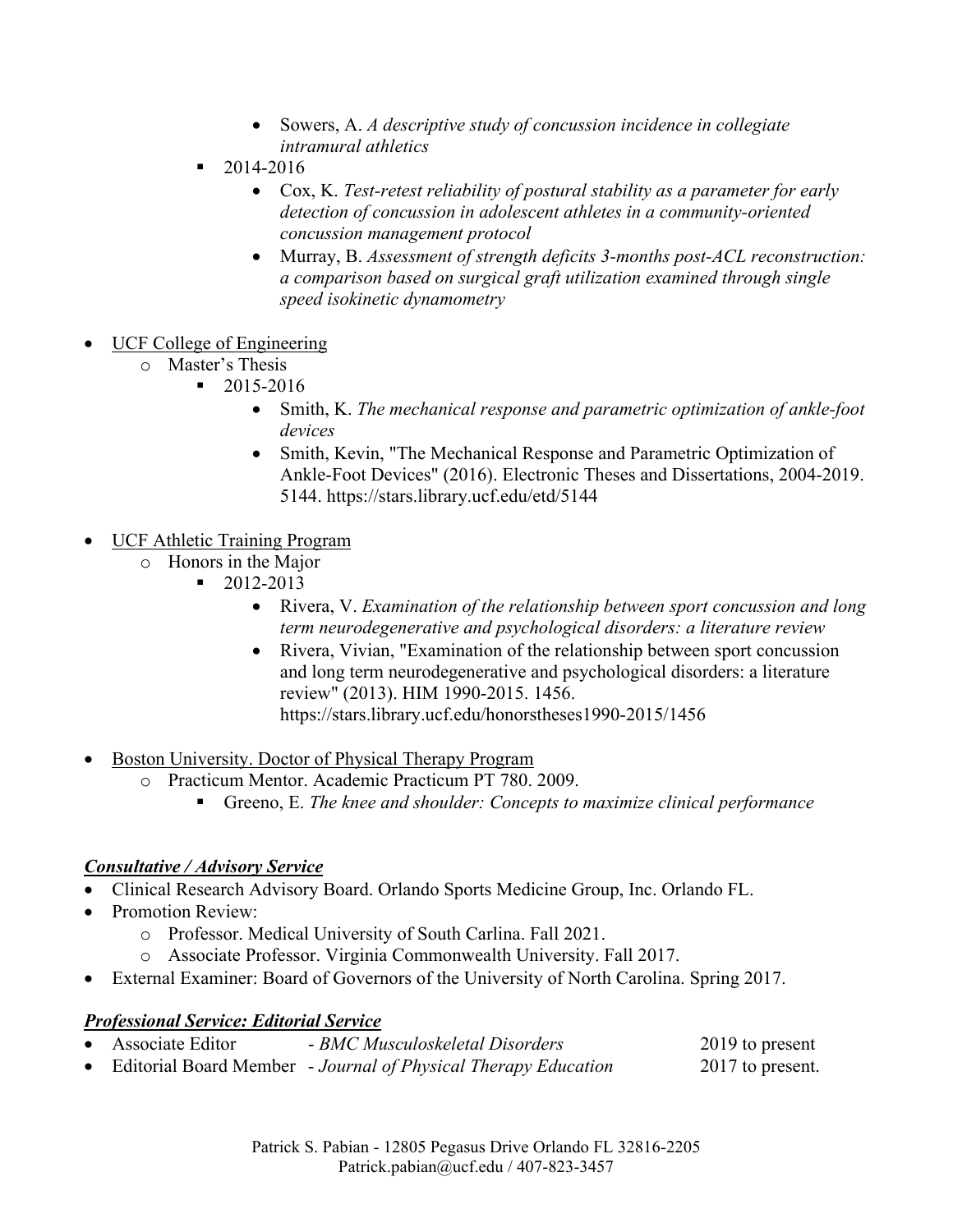- Sowers, A. *A descriptive study of concussion incidence in collegiate intramural athletics*
        - 2014-2016
            - Cox, K. *Test-retest reliability of postural stability as a parameter for early detection of concussion in adolescent athletes in a community-oriented concussion management protocol*
            - Murray, B. *Assessment of strength deficits 3-months post-ACL reconstruction: a comparison based on surgical graft utilization examined through single speed isokinetic dynamometry*

- UCF College of Engineering
    - Master's Thesis
        - 2015-2016
            - Smith, K. *The mechanical response and parametric optimization of ankle-foot devices*
            - Smith, Kevin, "The Mechanical Response and Parametric Optimization of Ankle-Foot Devices" (2016). Electronic Theses and Dissertations, 2004-2019. 5144. https://stars.library.ucf.edu/etd/5144

- UCF Athletic Training Program
    - Honors in the Major
        - 2012-2013
            - Rivera, V. *Examination of the relationship between sport concussion and long term neurodegenerative and psychological disorders: a literature review*
            - Rivera, Vivian, "Examination of the relationship between sport concussion and long term neurodegenerative and psychological disorders: a literature review" (2013). HIM 1990-2015. 1456. https://stars.library.ucf.edu/honorstheses1990-2015/1456

- Boston University. Doctor of Physical Therapy Program
    - Practicum Mentor. Academic Practicum PT 780. 2009.
        - Greeno, E. *The knee and shoulder: Concepts to maximize clinical performance*

***Consultative / Advisory Service***

- Clinical Research Advisory Board. Orlando Sports Medicine Group, Inc. Orlando FL.
- Promotion Review:
    - Professor. Medical University of South Carlina. Fall 2021.
    - Associate Professor. Virginia Commonwealth University. Fall 2017.
- External Examiner: Board of Governors of the University of North Carolina. Spring 2017.

***Professional Service: Editorial Service***

- Associate Editor - *BMC Musculoskeletal Disorders* 2019 to present
- Editorial Board Member - *Journal of Physical Therapy Education* 2017 to present.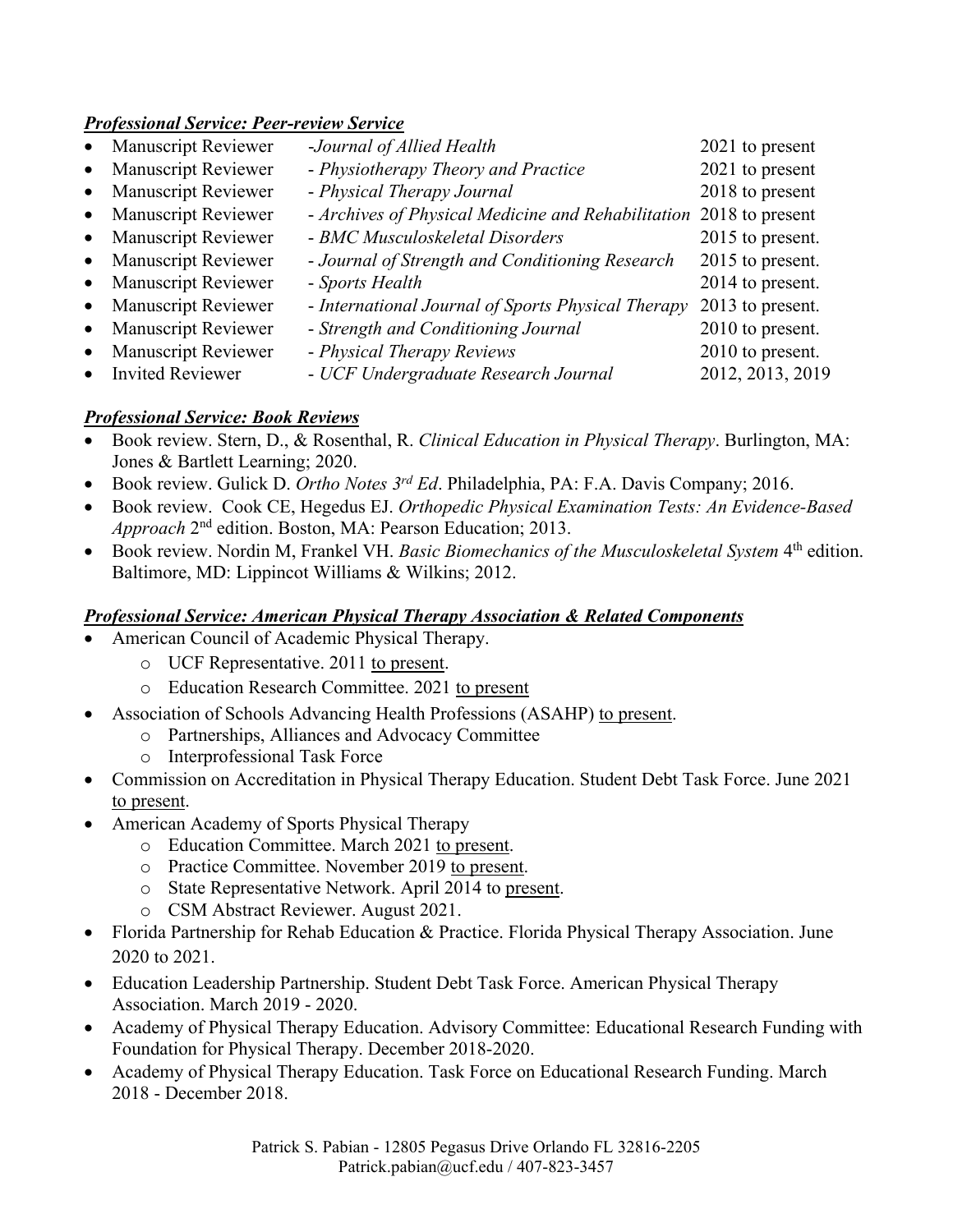### ***Professional Service: Peer-review Service***

- Manuscript Reviewer -*Journal of Allied Health* 2021 to present
- Manuscript Reviewer - *Physiotherapy Theory and Practice* 2021 to present
- Manuscript Reviewer - *Physical Therapy Journal* 2018 to present
- Manuscript Reviewer - *Archives of Physical Medicine and Rehabilitation* 2018 to present
- Manuscript Reviewer - *BMC Musculoskeletal Disorders* 2015 to present.
- Manuscript Reviewer - *Journal of Strength and Conditioning Research* 2015 to present.
- Manuscript Reviewer - *Sports Health* 2014 to present.
- Manuscript Reviewer - *International Journal of Sports Physical Therapy* 2013 to present.
- Manuscript Reviewer - *Strength and Conditioning Journal* 2010 to present.
- Manuscript Reviewer - *Physical Therapy Reviews* 2010 to present.
- Invited Reviewer - *UCF Undergraduate Research Journal* 2012, 2013, 2019

### ***Professional Service: Book Reviews***

- Book review. Stern, D., & Rosenthal, R. *Clinical Education in Physical Therapy*. Burlington, MA: Jones & Bartlett Learning; 2020.
- Book review. Gulick D. *Ortho Notes 3rd Ed*. Philadelphia, PA: F.A. Davis Company; 2016.
- Book review. Cook CE, Hegedus EJ. *Orthopedic Physical Examination Tests: An Evidence-Based Approach* 2nd edition. Boston, MA: Pearson Education; 2013.
- Book review. Nordin M, Frankel VH. *Basic Biomechanics of the Musculoskeletal System* 4th edition. Baltimore, MD: Lippincot Williams & Wilkins; 2012.

### ***Professional Service: American Physical Therapy Association & Related Components***

- American Council of Academic Physical Therapy.
  - UCF Representative. 2011 to present.
  - Education Research Committee. 2021 to present
- Association of Schools Advancing Health Professions (ASAHP) to present.
  - Partnerships, Alliances and Advocacy Committee
  - Interprofessional Task Force
- Commission on Accreditation in Physical Therapy Education. Student Debt Task Force. June 2021 to present.
- American Academy of Sports Physical Therapy
  - Education Committee. March 2021 to present.
  - Practice Committee. November 2019 to present.
  - State Representative Network. April 2014 to present.
  - CSM Abstract Reviewer. August 2021.
- Florida Partnership for Rehab Education & Practice. Florida Physical Therapy Association. June 2020 to 2021.
- Education Leadership Partnership. Student Debt Task Force. American Physical Therapy Association. March 2019 - 2020.
- Academy of Physical Therapy Education. Advisory Committee: Educational Research Funding with Foundation for Physical Therapy. December 2018-2020.
- Academy of Physical Therapy Education. Task Force on Educational Research Funding. March 2018 - December 2018.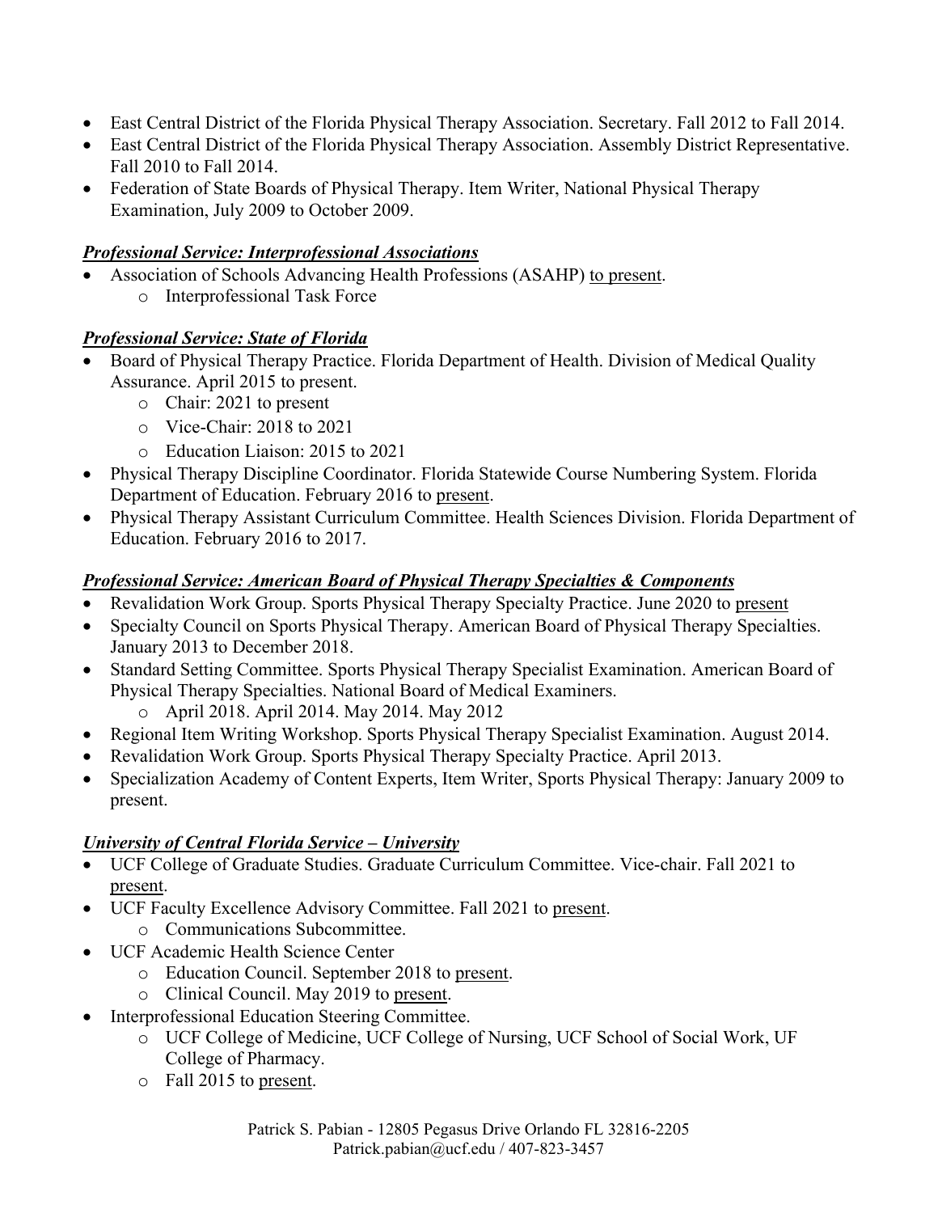- East Central District of the Florida Physical Therapy Association. Secretary. Fall 2012 to Fall 2014.
- East Central District of the Florida Physical Therapy Association. Assembly District Representative. Fall 2010 to Fall 2014.
- Federation of State Boards of Physical Therapy. Item Writer, National Physical Therapy Examination, July 2009 to October 2009.

***Professional Service: Interprofessional Associations***

- Association of Schools Advancing Health Professions (ASAHP) to present.
  - Interprofessional Task Force

***Professional Service: State of Florida***

- Board of Physical Therapy Practice. Florida Department of Health. Division of Medical Quality Assurance. April 2015 to present.
  - Chair: 2021 to present
  - Vice-Chair: 2018 to 2021
  - Education Liaison: 2015 to 2021
- Physical Therapy Discipline Coordinator. Florida Statewide Course Numbering System. Florida Department of Education. February 2016 to present.
- Physical Therapy Assistant Curriculum Committee. Health Sciences Division. Florida Department of Education. February 2016 to 2017.

***Professional Service: American Board of Physical Therapy Specialties & Components***

- Revalidation Work Group. Sports Physical Therapy Specialty Practice. June 2020 to present
- Specialty Council on Sports Physical Therapy. American Board of Physical Therapy Specialties. January 2013 to December 2018.
- Standard Setting Committee. Sports Physical Therapy Specialist Examination. American Board of Physical Therapy Specialties. National Board of Medical Examiners.
  - April 2018. April 2014. May 2014. May 2012
- Regional Item Writing Workshop. Sports Physical Therapy Specialist Examination. August 2014.
- Revalidation Work Group. Sports Physical Therapy Specialty Practice. April 2013.
- Specialization Academy of Content Experts, Item Writer, Sports Physical Therapy: January 2009 to present.

***University of Central Florida Service – University***

- UCF College of Graduate Studies. Graduate Curriculum Committee. Vice-chair. Fall 2021 to present.
- UCF Faculty Excellence Advisory Committee. Fall 2021 to present.
  - Communications Subcommittee.
- UCF Academic Health Science Center
  - Education Council. September 2018 to present.
  - Clinical Council. May 2019 to present.
- Interprofessional Education Steering Committee.
  - UCF College of Medicine, UCF College of Nursing, UCF School of Social Work, UF College of Pharmacy.
  - Fall 2015 to present.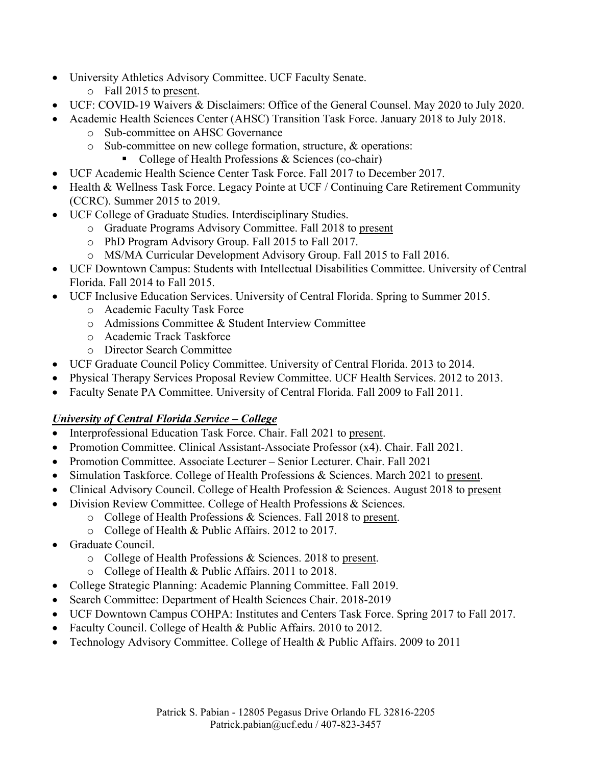- University Athletics Advisory Committee. UCF Faculty Senate.
  - Fall 2015 to present.
- UCF: COVID-19 Waivers & Disclaimers: Office of the General Counsel. May 2020 to July 2020.
- Academic Health Sciences Center (AHSC) Transition Task Force. January 2018 to July 2018.
  - Sub-committee on AHSC Governance
  - Sub-committee on new college formation, structure, & operations:
    - College of Health Professions & Sciences (co-chair)
- UCF Academic Health Science Center Task Force. Fall 2017 to December 2017.
- Health & Wellness Task Force. Legacy Pointe at UCF / Continuing Care Retirement Community (CCRC). Summer 2015 to 2019.
- UCF College of Graduate Studies. Interdisciplinary Studies.
  - Graduate Programs Advisory Committee. Fall 2018 to present
  - PhD Program Advisory Group. Fall 2015 to Fall 2017.
  - MS/MA Curricular Development Advisory Group. Fall 2015 to Fall 2016.
- UCF Downtown Campus: Students with Intellectual Disabilities Committee. University of Central Florida. Fall 2014 to Fall 2015.
- UCF Inclusive Education Services. University of Central Florida. Spring to Summer 2015.
  - Academic Faculty Task Force
  - Admissions Committee & Student Interview Committee
  - Academic Track Taskforce
  - Director Search Committee
- UCF Graduate Council Policy Committee. University of Central Florida. 2013 to 2014.
- Physical Therapy Services Proposal Review Committee. UCF Health Services. 2012 to 2013.
- Faculty Senate PA Committee. University of Central Florida. Fall 2009 to Fall 2011.

***University of Central Florida Service – College***

- Interprofessional Education Task Force. Chair. Fall 2021 to present.
- Promotion Committee. Clinical Assistant-Associate Professor (x4). Chair. Fall 2021.
- Promotion Committee. Associate Lecturer – Senior Lecturer. Chair. Fall 2021
- Simulation Taskforce. College of Health Professions & Sciences. March 2021 to present.
- Clinical Advisory Council. College of Health Profession & Sciences. August 2018 to present
- Division Review Committee. College of Health Professions & Sciences.
  - College of Health Professions & Sciences. Fall 2018 to present.
  - College of Health & Public Affairs. 2012 to 2017.
- Graduate Council.
  - College of Health Professions & Sciences. 2018 to present.
  - College of Health & Public Affairs. 2011 to 2018.
- College Strategic Planning: Academic Planning Committee. Fall 2019.
- Search Committee: Department of Health Sciences Chair. 2018-2019
- UCF Downtown Campus COHPA: Institutes and Centers Task Force. Spring 2017 to Fall 2017.
- Faculty Council. College of Health & Public Affairs. 2010 to 2012.
- Technology Advisory Committee. College of Health & Public Affairs. 2009 to 2011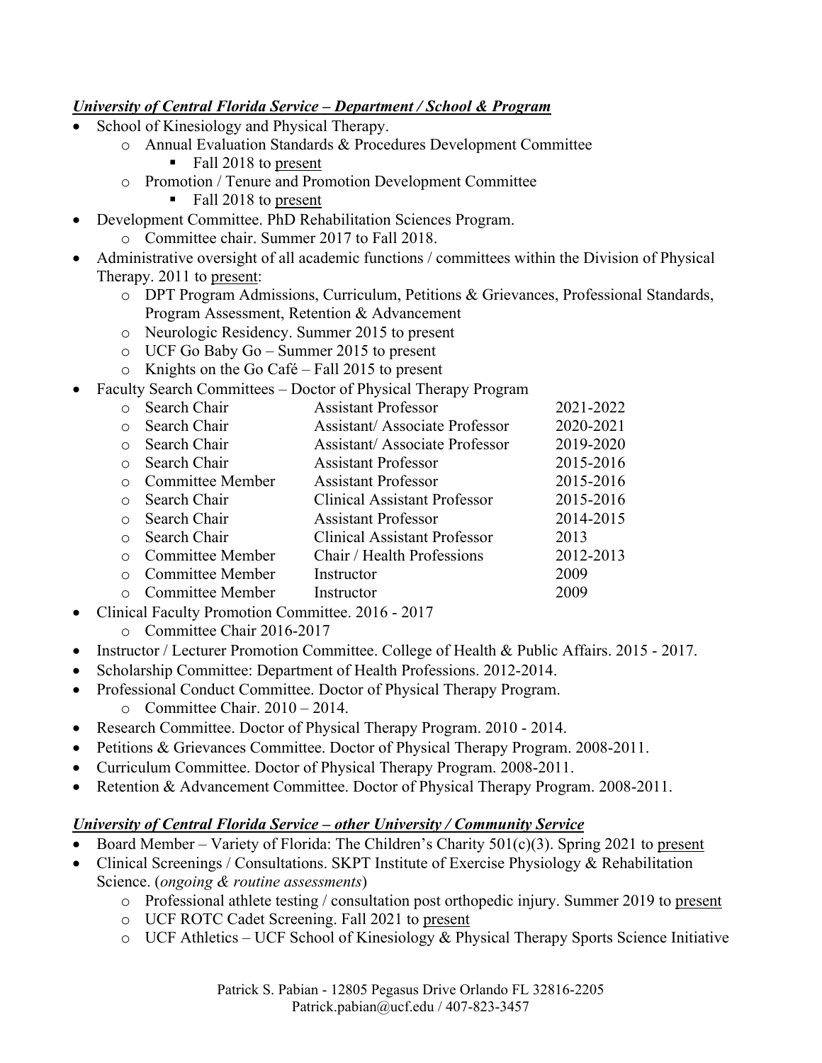***University of Central Florida Service – Department / School & Program***

- School of Kinesiology and Physical Therapy.
    - Annual Evaluation Standards & Procedures Development Committee
        - Fall 2018 to <u>present</u>
    - Promotion / Tenure and Promotion Development Committee
        - Fall 2018 to <u>present</u>
- Development Committee. PhD Rehabilitation Sciences Program.
    - Committee chair. Summer 2017 to Fall 2018.
- Administrative oversight of all academic functions / committees within the Division of Physical Therapy. 2011 to <u>present</u>:
    - DPT Program Admissions, Curriculum, Petitions & Grievances, Professional Standards, Program Assessment, Retention & Advancement
    - Neurologic Residency. Summer 2015 to present
    - UCF Go Baby Go – Summer 2015 to present
    - Knights on the Go Café – Fall 2015 to present
- Faculty Search Committees – Doctor of Physical Therapy Program

| Role | Position | Year |
|---|---|---|
| Search Chair | Assistant Professor | 2021-2022 |
| Search Chair | Assistant/ Associate Professor | 2020-2021 |
| Search Chair | Assistant/ Associate Professor | 2019-2020 |
| Search Chair | Assistant Professor | 2015-2016 |
| Committee Member | Assistant Professor | 2015-2016 |
| Search Chair | Clinical Assistant Professor | 2015-2016 |
| Search Chair | Assistant Professor | 2014-2015 |
| Search Chair | Clinical Assistant Professor | 2013 |
| Committee Member | Chair / Health Professions | 2012-2013 |
| Committee Member | Instructor | 2009 |
| Committee Member | Instructor | 2009 |

- Clinical Faculty Promotion Committee. 2016 - 2017
    - Committee Chair 2016-2017
- Instructor / Lecturer Promotion Committee. College of Health & Public Affairs. 2015 - 2017.
- Scholarship Committee: Department of Health Professions. 2012-2014.
- Professional Conduct Committee. Doctor of Physical Therapy Program.
    - Committee Chair. 2010 – 2014.
- Research Committee. Doctor of Physical Therapy Program. 2010 - 2014.
- Petitions & Grievances Committee. Doctor of Physical Therapy Program. 2008-2011.
- Curriculum Committee. Doctor of Physical Therapy Program. 2008-2011.
- Retention & Advancement Committee. Doctor of Physical Therapy Program. 2008-2011.

***University of Central Florida Service – other University / Community Service***

- Board Member – Variety of Florida: The Children's Charity 501(c)(3). Spring 2021 to <u>present</u>
- Clinical Screenings / Consultations. SKPT Institute of Exercise Physiology & Rehabilitation Science. (*ongoing & routine assessments*)
    - Professional athlete testing / consultation post orthopedic injury. Summer 2019 to <u>present</u>
    - UCF ROTC Cadet Screening. Fall 2021 to <u>present</u>
    - UCF Athletics – UCF School of Kinesiology & Physical Therapy Sports Science Initiative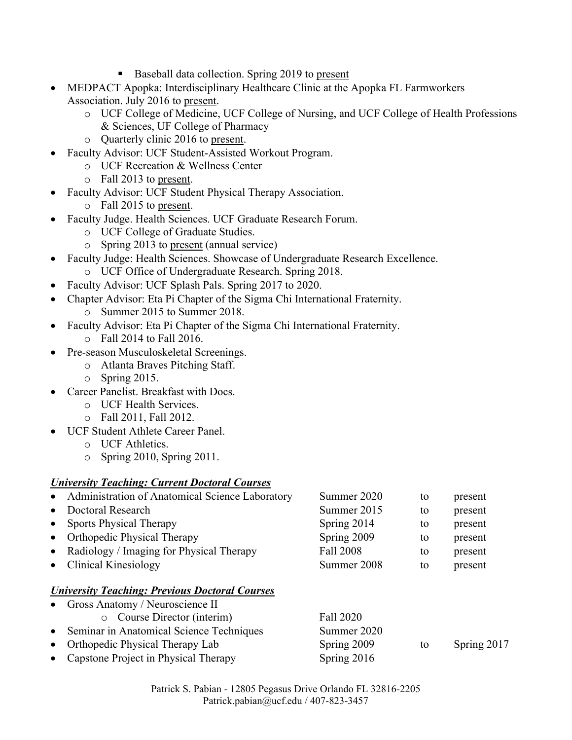- Baseball data collection. Spring 2019 to present
- MEDPACT Apopka: Interdisciplinary Healthcare Clinic at the Apopka FL Farmworkers Association. July 2016 to present.
    - UCF College of Medicine, UCF College of Nursing, and UCF College of Health Professions & Sciences, UF College of Pharmacy
    - Quarterly clinic 2016 to present.
- Faculty Advisor: UCF Student-Assisted Workout Program.
    - UCF Recreation & Wellness Center
    - Fall 2013 to present.
- Faculty Advisor: UCF Student Physical Therapy Association.
    - Fall 2015 to present.
- Faculty Judge. Health Sciences. UCF Graduate Research Forum.
    - UCF College of Graduate Studies.
    - Spring 2013 to present (annual service)
- Faculty Judge: Health Sciences. Showcase of Undergraduate Research Excellence.
    - UCF Office of Undergraduate Research. Spring 2018.
- Faculty Advisor: UCF Splash Pals. Spring 2017 to 2020.
- Chapter Advisor: Eta Pi Chapter of the Sigma Chi International Fraternity.
    - Summer 2015 to Summer 2018.
- Faculty Advisor: Eta Pi Chapter of the Sigma Chi International Fraternity.
    - Fall 2014 to Fall 2016.
- Pre-season Musculoskeletal Screenings.
    - Atlanta Braves Pitching Staff.
    - Spring 2015.
- Career Panelist. Breakfast with Docs.
    - UCF Health Services.
    - Fall 2011, Fall 2012.
- UCF Student Athlete Career Panel.
    - UCF Athletics.
    - Spring 2010, Spring 2011.

***University Teaching: Current Doctoral Courses***

| Course | Start | | End |
|---|---|---|---|
| Administration of Anatomical Science Laboratory | Summer 2020 | to | present |
| Doctoral Research | Summer 2015 | to | present |
| Sports Physical Therapy | Spring 2014 | to | present |
| Orthopedic Physical Therapy | Spring 2009 | to | present |
| Radiology / Imaging for Physical Therapy | Fall 2008 | to | present |
| Clinical Kinesiology | Summer 2008 | to | present |

***University Teaching: Previous Doctoral Courses***

| Course | Start | | End |
|---|---|---|---|
| Gross Anatomy / Neuroscience II | | | |
| &nbsp;&nbsp;&nbsp;&nbsp;o Course Director (interim) | Fall 2020 | | |
| Seminar in Anatomical Science Techniques | Summer 2020 | | |
| Orthopedic Physical Therapy Lab | Spring 2009 | to | Spring 2017 |
| Capstone Project in Physical Therapy | Spring 2016 | | |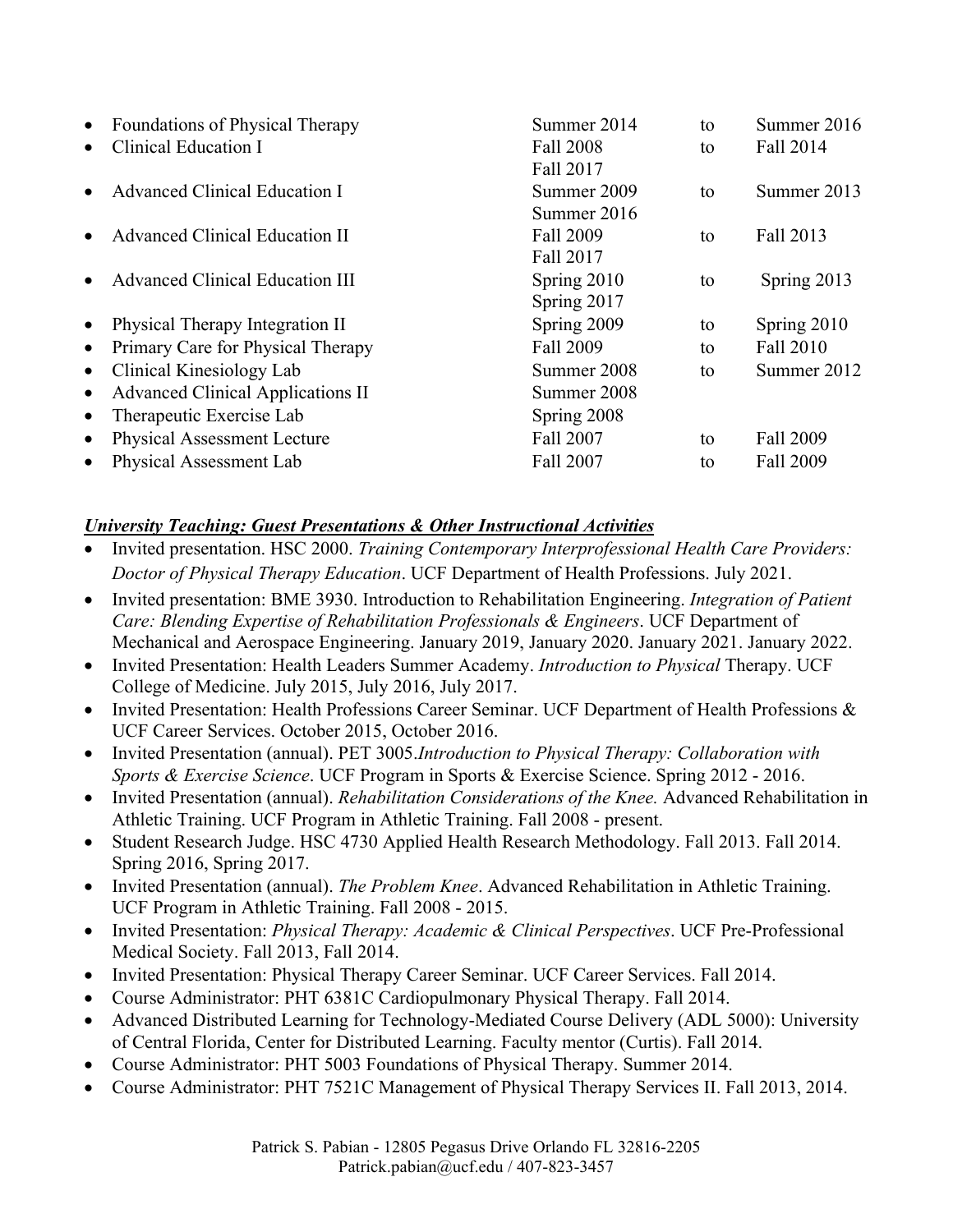| | | | |
|---|---|---|---|
| • Foundations of Physical Therapy | Summer 2014 | to | Summer 2016 |
| • Clinical Education I | Fall 2008<br>Fall 2017 | to | Fall 2014 |
| • Advanced Clinical Education I | Summer 2009<br>Summer 2016 | to | Summer 2013 |
| • Advanced Clinical Education II | Fall 2009<br>Fall 2017 | to | Fall 2013 |
| • Advanced Clinical Education III | Spring 2010<br>Spring 2017 | to | Spring 2013 |
| • Physical Therapy Integration II | Spring 2009 | to | Spring 2010 |
| • Primary Care for Physical Therapy | Fall 2009 | to | Fall 2010 |
| • Clinical Kinesiology Lab | Summer 2008 | to | Summer 2012 |
| • Advanced Clinical Applications II | Summer 2008 | | |
| • Therapeutic Exercise Lab | Spring 2008 | | |
| • Physical Assessment Lecture | Fall 2007 | to | Fall 2009 |
| • Physical Assessment Lab | Fall 2007 | to | Fall 2009 |

***University Teaching: Guest Presentations & Other Instructional Activities***

- Invited presentation. HSC 2000. *Training Contemporary Interprofessional Health Care Providers: Doctor of Physical Therapy Education*. UCF Department of Health Professions. July 2021.
- Invited presentation: BME 3930. Introduction to Rehabilitation Engineering. *Integration of Patient Care: Blending Expertise of Rehabilitation Professionals & Engineers*. UCF Department of Mechanical and Aerospace Engineering. January 2019, January 2020. January 2021. January 2022.
- Invited Presentation: Health Leaders Summer Academy. *Introduction to Physical* Therapy. UCF College of Medicine. July 2015, July 2016, July 2017.
- Invited Presentation: Health Professions Career Seminar. UCF Department of Health Professions & UCF Career Services. October 2015, October 2016.
- Invited Presentation (annual). PET 3005.*Introduction to Physical Therapy: Collaboration with Sports & Exercise Science*. UCF Program in Sports & Exercise Science. Spring 2012 - 2016.
- Invited Presentation (annual). *Rehabilitation Considerations of the Knee.* Advanced Rehabilitation in Athletic Training. UCF Program in Athletic Training. Fall 2008 - present.
- Student Research Judge. HSC 4730 Applied Health Research Methodology. Fall 2013. Fall 2014. Spring 2016, Spring 2017.
- Invited Presentation (annual). *The Problem Knee*. Advanced Rehabilitation in Athletic Training. UCF Program in Athletic Training. Fall 2008 - 2015.
- Invited Presentation: *Physical Therapy: Academic & Clinical Perspectives*. UCF Pre-Professional Medical Society. Fall 2013, Fall 2014.
- Invited Presentation: Physical Therapy Career Seminar. UCF Career Services. Fall 2014.
- Course Administrator: PHT 6381C Cardiopulmonary Physical Therapy. Fall 2014.
- Advanced Distributed Learning for Technology-Mediated Course Delivery (ADL 5000): University of Central Florida, Center for Distributed Learning. Faculty mentor (Curtis). Fall 2014.
- Course Administrator: PHT 5003 Foundations of Physical Therapy. Summer 2014.
- Course Administrator: PHT 7521C Management of Physical Therapy Services II. Fall 2013, 2014.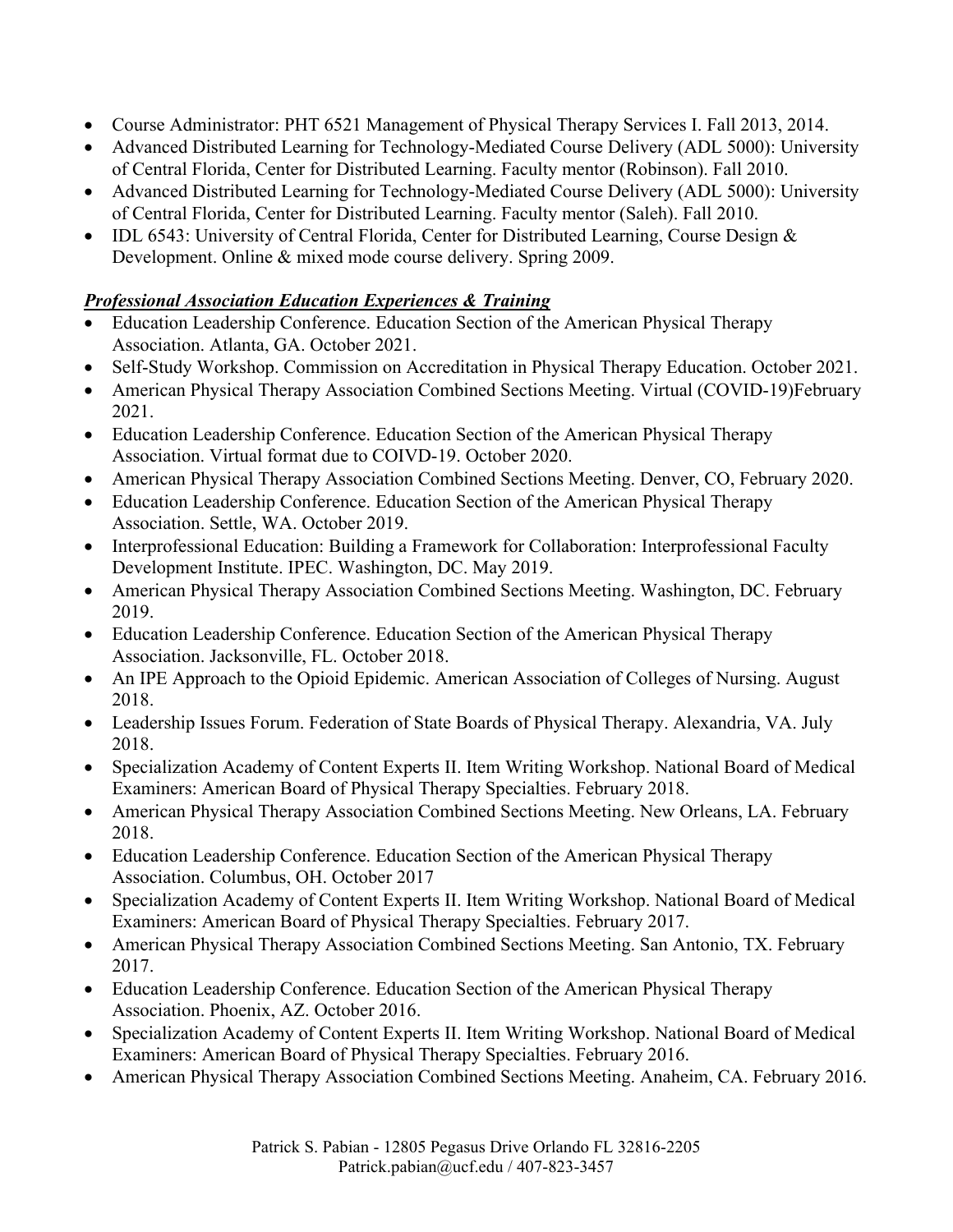- Course Administrator: PHT 6521 Management of Physical Therapy Services I. Fall 2013, 2014.
- Advanced Distributed Learning for Technology-Mediated Course Delivery (ADL 5000): University of Central Florida, Center for Distributed Learning. Faculty mentor (Robinson). Fall 2010.
- Advanced Distributed Learning for Technology-Mediated Course Delivery (ADL 5000): University of Central Florida, Center for Distributed Learning. Faculty mentor (Saleh). Fall 2010.
- IDL 6543: University of Central Florida, Center for Distributed Learning, Course Design & Development. Online & mixed mode course delivery. Spring 2009.

***Professional Association Education Experiences & Training***

- Education Leadership Conference. Education Section of the American Physical Therapy Association. Atlanta, GA. October 2021.
- Self-Study Workshop. Commission on Accreditation in Physical Therapy Education. October 2021.
- American Physical Therapy Association Combined Sections Meeting. Virtual (COVID-19)February 2021.
- Education Leadership Conference. Education Section of the American Physical Therapy Association. Virtual format due to COIVD-19. October 2020.
- American Physical Therapy Association Combined Sections Meeting. Denver, CO, February 2020.
- Education Leadership Conference. Education Section of the American Physical Therapy Association. Settle, WA. October 2019.
- Interprofessional Education: Building a Framework for Collaboration: Interprofessional Faculty Development Institute. IPEC. Washington, DC. May 2019.
- American Physical Therapy Association Combined Sections Meeting. Washington, DC. February 2019.
- Education Leadership Conference. Education Section of the American Physical Therapy Association. Jacksonville, FL. October 2018.
- An IPE Approach to the Opioid Epidemic. American Association of Colleges of Nursing. August 2018.
- Leadership Issues Forum. Federation of State Boards of Physical Therapy. Alexandria, VA. July 2018.
- Specialization Academy of Content Experts II. Item Writing Workshop. National Board of Medical Examiners: American Board of Physical Therapy Specialties. February 2018.
- American Physical Therapy Association Combined Sections Meeting. New Orleans, LA. February 2018.
- Education Leadership Conference. Education Section of the American Physical Therapy Association. Columbus, OH. October 2017
- Specialization Academy of Content Experts II. Item Writing Workshop. National Board of Medical Examiners: American Board of Physical Therapy Specialties. February 2017.
- American Physical Therapy Association Combined Sections Meeting. San Antonio, TX. February 2017.
- Education Leadership Conference. Education Section of the American Physical Therapy Association. Phoenix, AZ. October 2016.
- Specialization Academy of Content Experts II. Item Writing Workshop. National Board of Medical Examiners: American Board of Physical Therapy Specialties. February 2016.
- American Physical Therapy Association Combined Sections Meeting. Anaheim, CA. February 2016.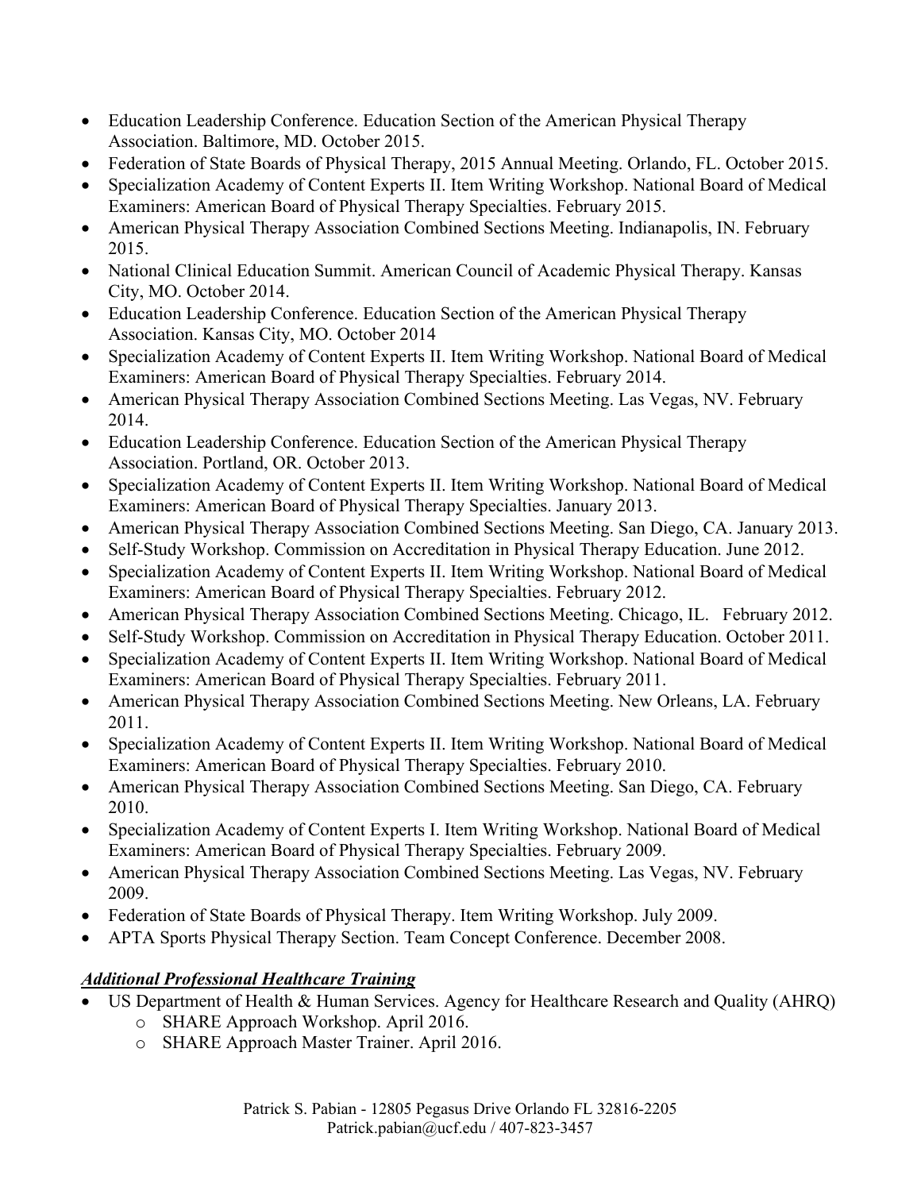- Education Leadership Conference. Education Section of the American Physical Therapy Association. Baltimore, MD. October 2015.
- Federation of State Boards of Physical Therapy, 2015 Annual Meeting. Orlando, FL. October 2015.
- Specialization Academy of Content Experts II. Item Writing Workshop. National Board of Medical Examiners: American Board of Physical Therapy Specialties. February 2015.
- American Physical Therapy Association Combined Sections Meeting. Indianapolis, IN. February 2015.
- National Clinical Education Summit. American Council of Academic Physical Therapy. Kansas City, MO. October 2014.
- Education Leadership Conference. Education Section of the American Physical Therapy Association. Kansas City, MO. October 2014
- Specialization Academy of Content Experts II. Item Writing Workshop. National Board of Medical Examiners: American Board of Physical Therapy Specialties. February 2014.
- American Physical Therapy Association Combined Sections Meeting. Las Vegas, NV. February 2014.
- Education Leadership Conference. Education Section of the American Physical Therapy Association. Portland, OR. October 2013.
- Specialization Academy of Content Experts II. Item Writing Workshop. National Board of Medical Examiners: American Board of Physical Therapy Specialties. January 2013.
- American Physical Therapy Association Combined Sections Meeting. San Diego, CA. January 2013.
- Self-Study Workshop. Commission on Accreditation in Physical Therapy Education. June 2012.
- Specialization Academy of Content Experts II. Item Writing Workshop. National Board of Medical Examiners: American Board of Physical Therapy Specialties. February 2012.
- American Physical Therapy Association Combined Sections Meeting. Chicago, IL. February 2012.
- Self-Study Workshop. Commission on Accreditation in Physical Therapy Education. October 2011.
- Specialization Academy of Content Experts II. Item Writing Workshop. National Board of Medical Examiners: American Board of Physical Therapy Specialties. February 2011.
- American Physical Therapy Association Combined Sections Meeting. New Orleans, LA. February 2011.
- Specialization Academy of Content Experts II. Item Writing Workshop. National Board of Medical Examiners: American Board of Physical Therapy Specialties. February 2010.
- American Physical Therapy Association Combined Sections Meeting. San Diego, CA. February 2010.
- Specialization Academy of Content Experts I. Item Writing Workshop. National Board of Medical Examiners: American Board of Physical Therapy Specialties. February 2009.
- American Physical Therapy Association Combined Sections Meeting. Las Vegas, NV. February 2009.
- Federation of State Boards of Physical Therapy. Item Writing Workshop. July 2009.
- APTA Sports Physical Therapy Section. Team Concept Conference. December 2008.

***Additional Professional Healthcare Training***

- US Department of Health & Human Services. Agency for Healthcare Research and Quality (AHRQ)
  - SHARE Approach Workshop. April 2016.
  - SHARE Approach Master Trainer. April 2016.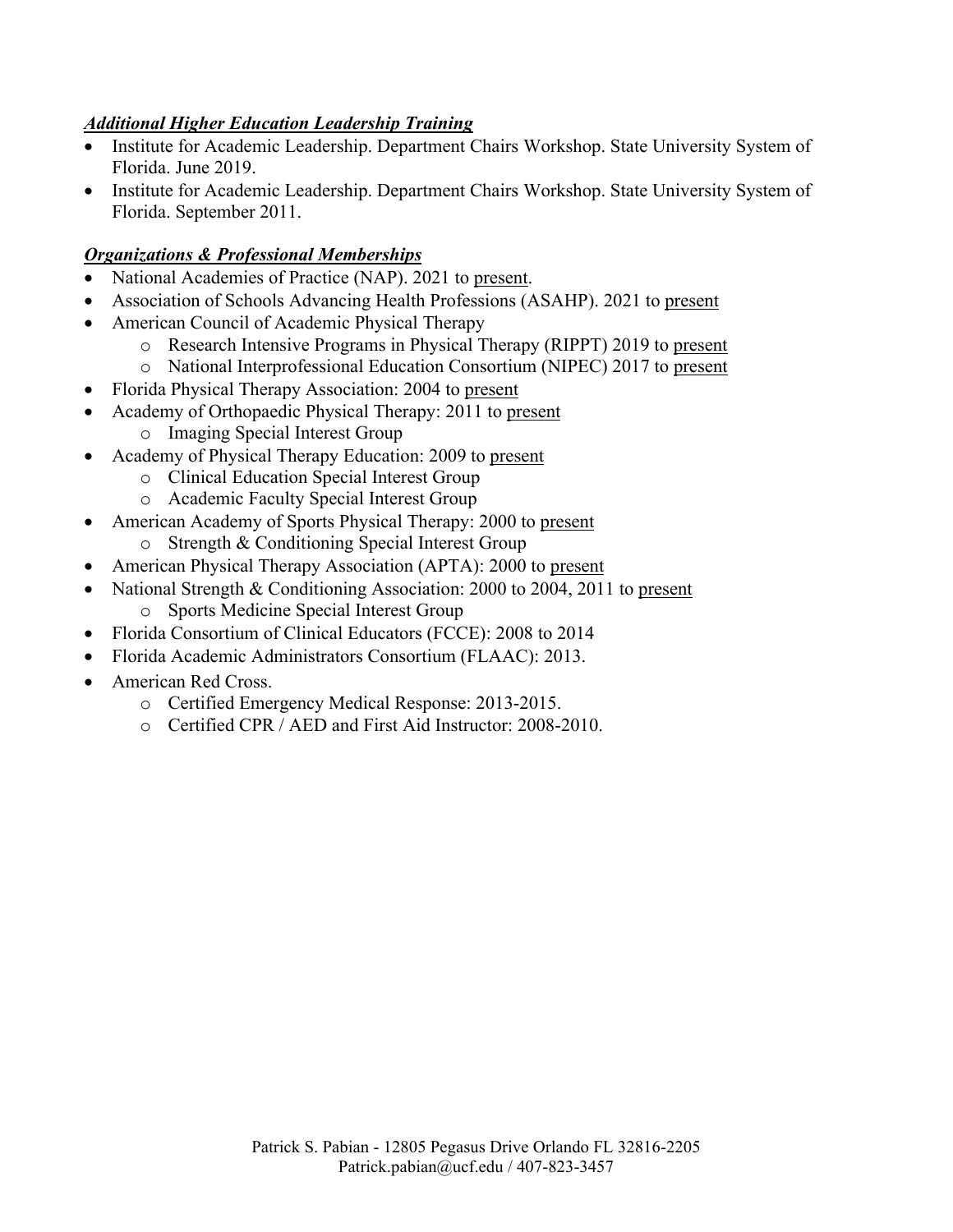***Additional Higher Education Leadership Training***

- Institute for Academic Leadership. Department Chairs Workshop. State University System of Florida. June 2019.
- Institute for Academic Leadership. Department Chairs Workshop. State University System of Florida. September 2011.

***Organizations & Professional Memberships***

- National Academies of Practice (NAP). 2021 to present.
- Association of Schools Advancing Health Professions (ASAHP). 2021 to present
- American Council of Academic Physical Therapy
  - Research Intensive Programs in Physical Therapy (RIPPT) 2019 to present
  - National Interprofessional Education Consortium (NIPEC) 2017 to present
- Florida Physical Therapy Association: 2004 to present
- Academy of Orthopaedic Physical Therapy: 2011 to present
  - Imaging Special Interest Group
- Academy of Physical Therapy Education: 2009 to present
  - Clinical Education Special Interest Group
  - Academic Faculty Special Interest Group
- American Academy of Sports Physical Therapy: 2000 to present
  - Strength & Conditioning Special Interest Group
- American Physical Therapy Association (APTA): 2000 to present
- National Strength & Conditioning Association: 2000 to 2004, 2011 to present
  - Sports Medicine Special Interest Group
- Florida Consortium of Clinical Educators (FCCE): 2008 to 2014
- Florida Academic Administrators Consortium (FLAAC): 2013.
- American Red Cross.
  - Certified Emergency Medical Response: 2013-2015.
  - Certified CPR / AED and First Aid Instructor: 2008-2010.